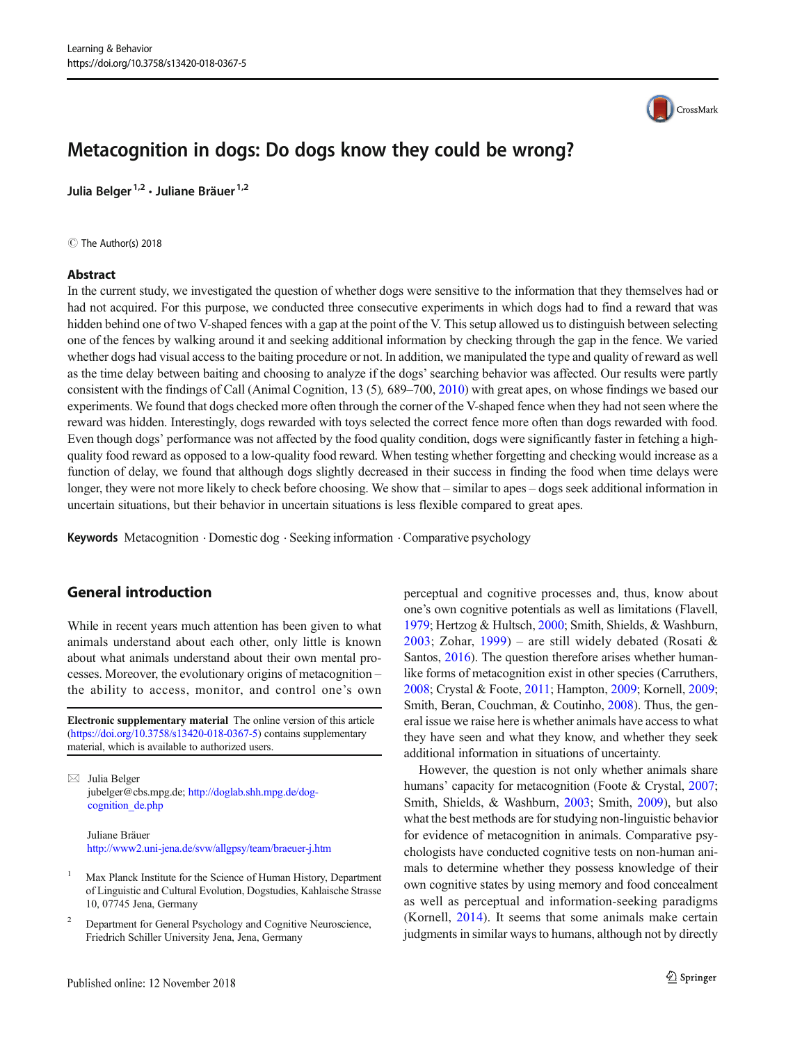# Metacognition in dogs: Do dogs know they could be wrong?

Julia Belger [1,2] · Juliane Bräuer [1,2]

© The Author(s) 2018

## Abstract

In the current study, we investigated the question of whether dogs were sensitive to the information that they themselves had or had not acquired. For this purpose, we conducted three consecutive experiments in which dogs had to find a reward that was hidden behind one of two V-shaped fences with a gap at the point of the V. This setup allowed us to distinguish between selecting one of the fences by walking around it and seeking additional information by checking through the gap in the fence. We varied whether dogs had visual access to the baiting procedure or not. In addition, we manipulated the type and quality of reward as well as the time delay between baiting and choosing to analyze if the dogs' searching behavior was affected. Our results were partly consistent with the findings of Call (Animal Cognition, 13 (5), 689–700, 2010) with great apes, on whose findings we based our experiments. We found that dogs checked more often through the corner of the V-shaped fence when they had not seen where the reward was hidden. Interestingly, dogs rewarded with toys selected the correct fence more often than dogs rewarded with food. Even though dogs' performance was not affected by the food quality condition, dogs were significantly faster in fetching a high-quality food reward as opposed to a low-quality food reward. When testing whether forgetting and checking would increase as a function of delay, we found that although dogs slightly decreased in their success in finding the food when time delays were longer, they were not more likely to check before choosing. We show that – similar to apes – dogs seek additional information in uncertain situations, but their behavior in uncertain situations is less flexible compared to great apes.

**Keywords** Metacognition · Domestic dog · Seeking information · Comparative psychology

## General introduction

While in recent years much attention has been given to what animals understand about each other, only little is known about what animals understand about their own mental processes. Moreover, the evolutionary origins of metacognition – the ability to access, monitor, and control one's own perceptual and cognitive processes and, thus, know about one's own cognitive potentials as well as limitations (Flavell, 1979; Hertzog & Hultsch, 2000; Smith, Shields, & Washburn, 2003; Zohar, 1999) – are still widely debated (Rosati & Santos, 2016). The question therefore arises whether human-like forms of metacognition exist in other species (Carruthers, 2008; Crystal & Foote, 2011; Hampton, 2009; Kornell, 2009; Smith, Beran, Couchman, & Coutinho, 2008). Thus, the general issue we raise here is whether animals have access to what they have seen and what they know, and whether they seek additional information in situations of uncertainty.

However, the question is not only whether animals share humans' capacity for metacognition (Foote & Crystal, 2007; Smith, Shields, & Washburn, 2003; Smith, 2009), but also what the best methods are for studying non-linguistic behavior for evidence of metacognition in animals. Comparative psychologists have conducted cognitive tests on non-human animals to determine whether they possess knowledge of their own cognitive states by using memory and food concealment as well as perceptual and information-seeking paradigms (Kornell, 2014). It seems that some animals make certain judgments in similar ways to humans, although not by directly

---

**Electronic supplementary material** The online version of this article (https://doi.org/10.3758/s13420-018-0367-5) contains supplementary material, which is available to authorized users.

✉ Julia Belger
jubelger@cbs.mpg.de; http://doglab.shh.mpg.de/dog-cognition_de.php

Juliane Bräuer
http://www2.uni-jena.de/svw/allgpsy/team/braeuer-j.htm

[1] Max Planck Institute for the Science of Human History, Department of Linguistic and Cultural Evolution, Dogstudies, Kahlaische Strasse 10, 07745 Jena, Germany

[2] Department for General Psychology and Cognitive Neuroscience, Friedrich Schiller University Jena, Jena, Germany

Published online: 12 November 2018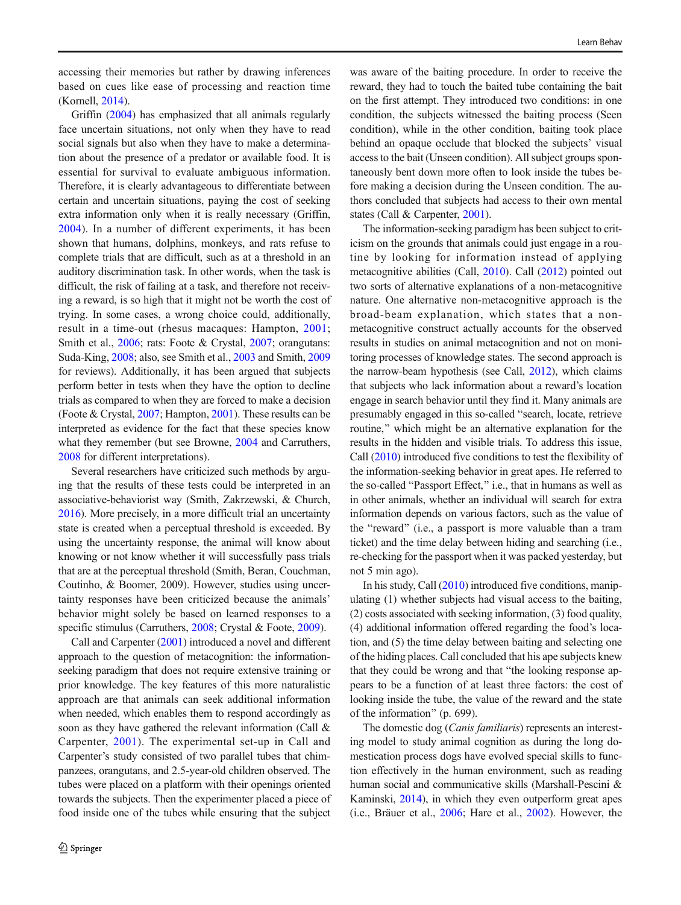accessing their memories but rather by drawing inferences based on cues like ease of processing and reaction time (Kornell, 2014).

Griffin (2004) has emphasized that all animals regularly face uncertain situations, not only when they have to read social signals but also when they have to make a determination about the presence of a predator or available food. It is essential for survival to evaluate ambiguous information. Therefore, it is clearly advantageous to differentiate between certain and uncertain situations, paying the cost of seeking extra information only when it is really necessary (Griffin, 2004). In a number of different experiments, it has been shown that humans, dolphins, monkeys, and rats refuse to complete trials that are difficult, such as at a threshold in an auditory discrimination task. In other words, when the task is difficult, the risk of failing at a task, and therefore not receiving a reward, is so high that it might not be worth the cost of trying. In some cases, a wrong choice could, additionally, result in a time-out (rhesus macaques: Hampton, 2001; Smith et al., 2006; rats: Foote & Crystal, 2007; orangutans: Suda-King, 2008; also, see Smith et al., 2003 and Smith, 2009 for reviews). Additionally, it has been argued that subjects perform better in tests when they have the option to decline trials as compared to when they are forced to make a decision (Foote & Crystal, 2007; Hampton, 2001). These results can be interpreted as evidence for the fact that these species know what they remember (but see Browne, 2004 and Carruthers, 2008 for different interpretations).

Several researchers have criticized such methods by arguing that the results of these tests could be interpreted in an associative-behaviorist way (Smith, Zakrzewski, & Church, 2016). More precisely, in a more difficult trial an uncertainty state is created when a perceptual threshold is exceeded. By using the uncertainty response, the animal will know about knowing or not know whether it will successfully pass trials that are at the perceptual threshold (Smith, Beran, Couchman, Coutinho, & Boomer, 2009). However, studies using uncertainty responses have been criticized because the animals' behavior might solely be based on learned responses to a specific stimulus (Carruthers, 2008; Crystal & Foote, 2009).

Call and Carpenter (2001) introduced a novel and different approach to the question of metacognition: the information-seeking paradigm that does not require extensive training or prior knowledge. The key features of this more naturalistic approach are that animals can seek additional information when needed, which enables them to respond accordingly as soon as they have gathered the relevant information (Call & Carpenter, 2001). The experimental set-up in Call and Carpenter's study consisted of two parallel tubes that chimpanzees, orangutans, and 2.5-year-old children observed. The tubes were placed on a platform with their openings oriented towards the subjects. Then the experimenter placed a piece of food inside one of the tubes while ensuring that the subject was aware of the baiting procedure. In order to receive the reward, they had to touch the baited tube containing the bait on the first attempt. They introduced two conditions: in one condition, the subjects witnessed the baiting process (Seen condition), while in the other condition, baiting took place behind an opaque occlude that blocked the subjects' visual access to the bait (Unseen condition). All subject groups spontaneously bent down more often to look inside the tubes before making a decision during the Unseen condition. The authors concluded that subjects had access to their own mental states (Call & Carpenter, 2001).

The information-seeking paradigm has been subject to criticism on the grounds that animals could just engage in a routine by looking for information instead of applying metacognitive abilities (Call, 2010). Call (2012) pointed out two sorts of alternative explanations of a non-metacognitive nature. One alternative non-metacognitive approach is the broad-beam explanation, which states that a non-metacognitive construct actually accounts for the observed results in studies on animal metacognition and not on monitoring processes of knowledge states. The second approach is the narrow-beam hypothesis (see Call, 2012), which claims that subjects who lack information about a reward's location engage in search behavior until they find it. Many animals are presumably engaged in this so-called "search, locate, retrieve routine," which might be an alternative explanation for the results in the hidden and visible trials. To address this issue, Call (2010) introduced five conditions to test the flexibility of the information-seeking behavior in great apes. He referred to the so-called "Passport Effect," i.e., that in humans as well as in other animals, whether an individual will search for extra information depends on various factors, such as the value of the "reward" (i.e., a passport is more valuable than a tram ticket) and the time delay between hiding and searching (i.e., re-checking for the passport when it was packed yesterday, but not 5 min ago).

In his study, Call (2010) introduced five conditions, manipulating (1) whether subjects had visual access to the baiting, (2) costs associated with seeking information, (3) food quality, (4) additional information offered regarding the food's location, and (5) the time delay between baiting and selecting one of the hiding places. Call concluded that his ape subjects knew that they could be wrong and that "the looking response appears to be a function of at least three factors: the cost of looking inside the tube, the value of the reward and the state of the information" (p. 699).

The domestic dog (*Canis familiaris*) represents an interesting model to study animal cognition as during the long domestication process dogs have evolved special skills to function effectively in the human environment, such as reading human social and communicative skills (Marshall-Pescini & Kaminski, 2014), in which they even outperform great apes (i.e., Bräuer et al., 2006; Hare et al., 2002). However, the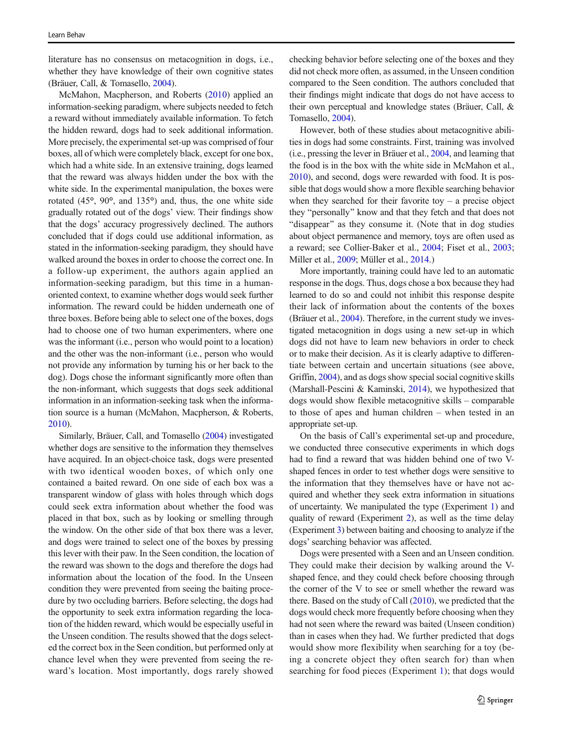literature has no consensus on metacognition in dogs, i.e., whether they have knowledge of their own cognitive states (Bräuer, Call, & Tomasello, 2004).

McMahon, Macpherson, and Roberts (2010) applied an information-seeking paradigm, where subjects needed to fetch a reward without immediately available information. To fetch the hidden reward, dogs had to seek additional information. More precisely, the experimental set-up was comprised of four boxes, all of which were completely black, except for one box, which had a white side. In an extensive training, dogs learned that the reward was always hidden under the box with the white side. In the experimental manipulation, the boxes were rotated (45°, 90°, and 135°) and, thus, the one white side gradually rotated out of the dogs' view. Their findings show that the dogs' accuracy progressively declined. The authors concluded that if dogs could use additional information, as stated in the information-seeking paradigm, they should have walked around the boxes in order to choose the correct one. In a follow-up experiment, the authors again applied an information-seeking paradigm, but this time in a human-oriented context, to examine whether dogs would seek further information. The reward could be hidden underneath one of three boxes. Before being able to select one of the boxes, dogs had to choose one of two human experimenters, where one was the informant (i.e., person who would point to a location) and the other was the non-informant (i.e., person who would not provide any information by turning his or her back to the dog). Dogs chose the informant significantly more often than the non-informant, which suggests that dogs seek additional information in an information-seeking task when the information source is a human (McMahon, Macpherson, & Roberts, 2010).

Similarly, Bräuer, Call, and Tomasello (2004) investigated whether dogs are sensitive to the information they themselves have acquired. In an object-choice task, dogs were presented with two identical wooden boxes, of which only one contained a baited reward. On one side of each box was a transparent window of glass with holes through which dogs could seek extra information about whether the food was placed in that box, such as by looking or smelling through the window. On the other side of that box there was a lever, and dogs were trained to select one of the boxes by pressing this lever with their paw. In the Seen condition, the location of the reward was shown to the dogs and therefore the dogs had information about the location of the food. In the Unseen condition they were prevented from seeing the baiting procedure by two occluding barriers. Before selecting, the dogs had the opportunity to seek extra information regarding the location of the hidden reward, which would be especially useful in the Unseen condition. The results showed that the dogs selected the correct box in the Seen condition, but performed only at chance level when they were prevented from seeing the reward's location. Most importantly, dogs rarely showed checking behavior before selecting one of the boxes and they did not check more often, as assumed, in the Unseen condition compared to the Seen condition. The authors concluded that their findings might indicate that dogs do not have access to their own perceptual and knowledge states (Bräuer, Call, & Tomasello, 2004).

However, both of these studies about metacognitive abilities in dogs had some constraints. First, training was involved (i.e., pressing the lever in Bräuer et al., 2004, and learning that the food is in the box with the white side in McMahon et al., 2010), and second, dogs were rewarded with food. It is possible that dogs would show a more flexible searching behavior when they searched for their favorite toy – a precise object they "personally" know and that they fetch and that does not "disappear" as they consume it. (Note that in dog studies about object permanence and memory, toys are often used as a reward; see Collier-Baker et al., 2004; Fiset et al., 2003; Miller et al., 2009; Müller et al., 2014.)

More importantly, training could have led to an automatic response in the dogs. Thus, dogs chose a box because they had learned to do so and could not inhibit this response despite their lack of information about the contents of the boxes (Bräuer et al., 2004). Therefore, in the current study we investigated metacognition in dogs using a new set-up in which dogs did not have to learn new behaviors in order to check or to make their decision. As it is clearly adaptive to differentiate between certain and uncertain situations (see above, Griffin, 2004), and as dogs show special social cognitive skills (Marshall-Pescini & Kaminski, 2014), we hypothesized that dogs would show flexible metacognitive skills – comparable to those of apes and human children – when tested in an appropriate set-up.

On the basis of Call's experimental set-up and procedure, we conducted three consecutive experiments in which dogs had to find a reward that was hidden behind one of two V-shaped fences in order to test whether dogs were sensitive to the information that they themselves have or have not acquired and whether they seek extra information in situations of uncertainty. We manipulated the type (Experiment 1) and quality of reward (Experiment 2), as well as the time delay (Experiment 3) between baiting and choosing to analyze if the dogs' searching behavior was affected.

Dogs were presented with a Seen and an Unseen condition. They could make their decision by walking around the V-shaped fence, and they could check before choosing through the corner of the V to see or smell whether the reward was there. Based on the study of Call (2010), we predicted that the dogs would check more frequently before choosing when they had not seen where the reward was baited (Unseen condition) than in cases when they had. We further predicted that dogs would show more flexibility when searching for a toy (being a concrete object they often search for) than when searching for food pieces (Experiment 1); that dogs would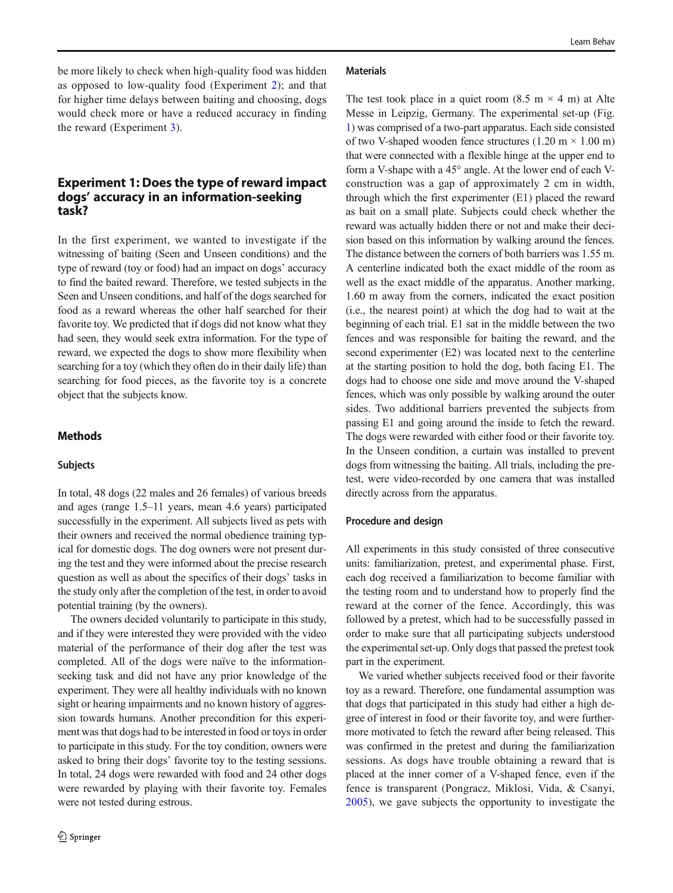be more likely to check when high-quality food was hidden as opposed to low-quality food (Experiment 2); and that for higher time delays between baiting and choosing, dogs would check more or have a reduced accuracy in finding the reward (Experiment 3).

## Experiment 1: Does the type of reward impact dogs' accuracy in an information-seeking task?

In the first experiment, we wanted to investigate if the witnessing of baiting (Seen and Unseen conditions) and the type of reward (toy or food) had an impact on dogs' accuracy to find the baited reward. Therefore, we tested subjects in the Seen and Unseen conditions, and half of the dogs searched for food as a reward whereas the other half searched for their favorite toy. We predicted that if dogs did not know what they had seen, they would seek extra information. For the type of reward, we expected the dogs to show more flexibility when searching for a toy (which they often do in their daily life) than searching for food pieces, as the favorite toy is a concrete object that the subjects know.

### Methods

#### Subjects

In total, 48 dogs (22 males and 26 females) of various breeds and ages (range 1.5–11 years, mean 4.6 years) participated successfully in the experiment. All subjects lived as pets with their owners and received the normal obedience training typical for domestic dogs. The dog owners were not present during the test and they were informed about the precise research question as well as about the specifics of their dogs' tasks in the study only after the completion of the test, in order to avoid potential training (by the owners).

The owners decided voluntarily to participate in this study, and if they were interested they were provided with the video material of the performance of their dog after the test was completed. All of the dogs were naïve to the information-seeking task and did not have any prior knowledge of the experiment. They were all healthy individuals with no known sight or hearing impairments and no known history of aggression towards humans. Another precondition for this experiment was that dogs had to be interested in food or toys in order to participate in this study. For the toy condition, owners were asked to bring their dogs' favorite toy to the testing sessions. In total, 24 dogs were rewarded with food and 24 other dogs were rewarded by playing with their favorite toy. Females were not tested during estrous.

#### Materials

The test took place in a quiet room (8.5 m × 4 m) at Alte Messe in Leipzig, Germany. The experimental set-up (Fig. 1) was comprised of a two-part apparatus. Each side consisted of two V-shaped wooden fence structures (1.20 m × 1.00 m) that were connected with a flexible hinge at the upper end to form a V-shape with a 45° angle. At the lower end of each V-construction was a gap of approximately 2 cm in width, through which the first experimenter (E1) placed the reward as bait on a small plate. Subjects could check whether the reward was actually hidden there or not and make their decision based on this information by walking around the fences. The distance between the corners of both barriers was 1.55 m. A centerline indicated both the exact middle of the room as well as the exact middle of the apparatus. Another marking, 1.60 m away from the corners, indicated the exact position (i.e., the nearest point) at which the dog had to wait at the beginning of each trial. E1 sat in the middle between the two fences and was responsible for baiting the reward, and the second experimenter (E2) was located next to the centerline at the starting position to hold the dog, both facing E1. The dogs had to choose one side and move around the V-shaped fences, which was only possible by walking around the outer sides. Two additional barriers prevented the subjects from passing E1 and going around the inside to fetch the reward. The dogs were rewarded with either food or their favorite toy. In the Unseen condition, a curtain was installed to prevent dogs from witnessing the baiting. All trials, including the pretest, were video-recorded by one camera that was installed directly across from the apparatus.

#### Procedure and design

All experiments in this study consisted of three consecutive units: familiarization, pretest, and experimental phase. First, each dog received a familiarization to become familiar with the testing room and to understand how to properly find the reward at the corner of the fence. Accordingly, this was followed by a pretest, which had to be successfully passed in order to make sure that all participating subjects understood the experimental set-up. Only dogs that passed the pretest took part in the experiment.

We varied whether subjects received food or their favorite toy as a reward. Therefore, one fundamental assumption was that dogs that participated in this study had either a high degree of interest in food or their favorite toy, and were furthermore motivated to fetch the reward after being released. This was confirmed in the pretest and during the familiarization sessions. As dogs have trouble obtaining a reward that is placed at the inner corner of a V-shaped fence, even if the fence is transparent (Pongracz, Miklosi, Vida, & Csanyi, 2005), we gave subjects the opportunity to investigate the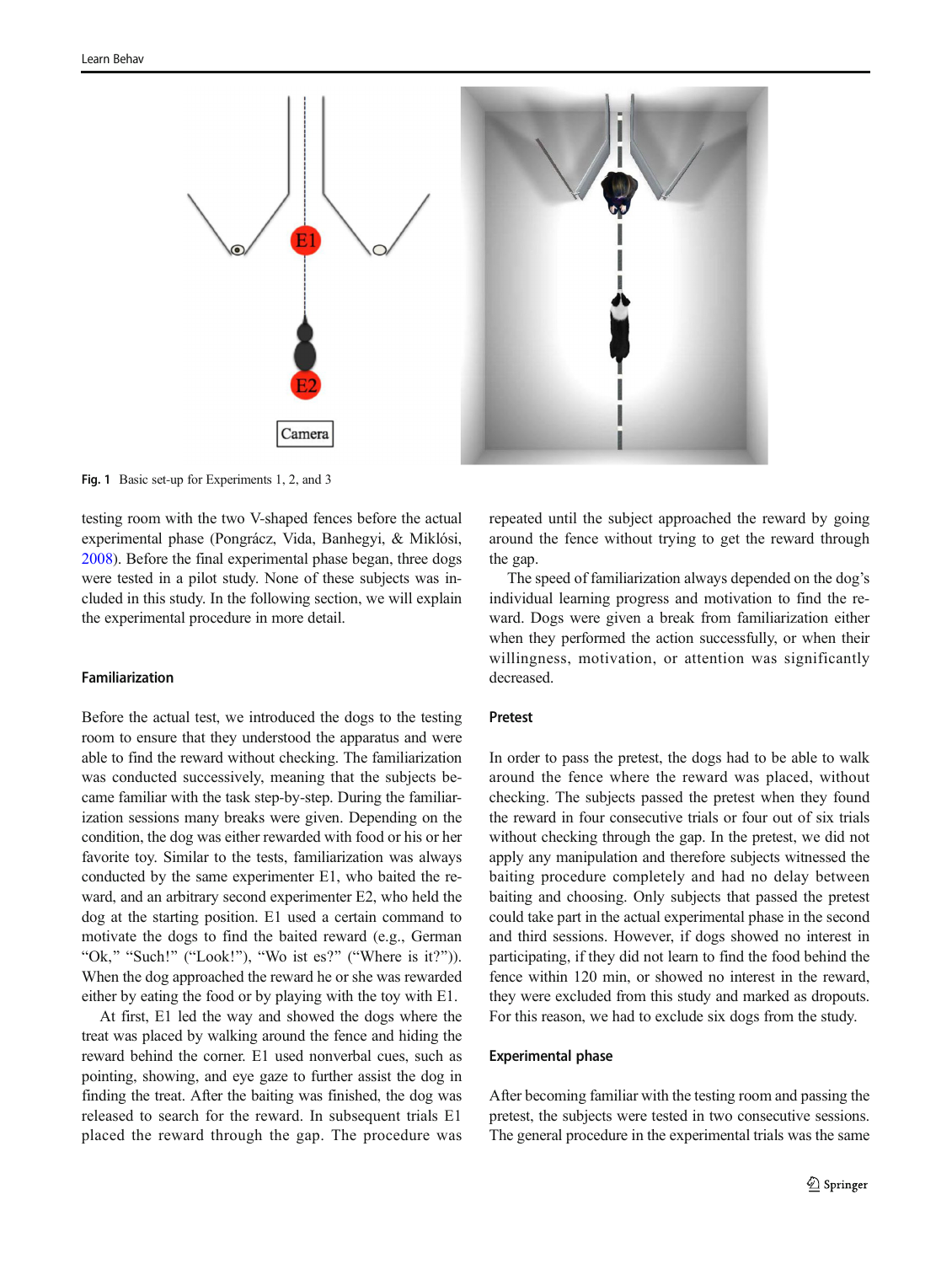Fig. 1 Basic set-up for Experiments 1, 2, and 3

testing room with the two V-shaped fences before the actual experimental phase (Pongrácz, Vida, Banhegyi, & Miklósi, 2008). Before the final experimental phase began, three dogs were tested in a pilot study. None of these subjects was included in this study. In the following section, we will explain the experimental procedure in more detail.

### Familiarization

Before the actual test, we introduced the dogs to the testing room to ensure that they understood the apparatus and were able to find the reward without checking. The familiarization was conducted successively, meaning that the subjects became familiar with the task step-by-step. During the familiarization sessions many breaks were given. Depending on the condition, the dog was either rewarded with food or his or her favorite toy. Similar to the tests, familiarization was always conducted by the same experimenter E1, who baited the reward, and an arbitrary second experimenter E2, who held the dog at the starting position. E1 used a certain command to motivate the dogs to find the baited reward (e.g., German "Ok," "Such!" ("Look!"), "Wo ist es?" ("Where is it?")). When the dog approached the reward he or she was rewarded either by eating the food or by playing with the toy with E1.

At first, E1 led the way and showed the dogs where the treat was placed by walking around the fence and hiding the reward behind the corner. E1 used nonverbal cues, such as pointing, showing, and eye gaze to further assist the dog in finding the treat. After the baiting was finished, the dog was released to search for the reward. In subsequent trials E1 placed the reward through the gap. The procedure was repeated until the subject approached the reward by going around the fence without trying to get the reward through the gap.

The speed of familiarization always depended on the dog's individual learning progress and motivation to find the reward. Dogs were given a break from familiarization either when they performed the action successfully, or when their willingness, motivation, or attention was significantly decreased.

### Pretest

In order to pass the pretest, the dogs had to be able to walk around the fence where the reward was placed, without checking. The subjects passed the pretest when they found the reward in four consecutive trials or four out of six trials without checking through the gap. In the pretest, we did not apply any manipulation and therefore subjects witnessed the baiting procedure completely and had no delay between baiting and choosing. Only subjects that passed the pretest could take part in the actual experimental phase in the second and third sessions. However, if dogs showed no interest in participating, if they did not learn to find the food behind the fence within 120 min, or showed no interest in the reward, they were excluded from this study and marked as dropouts. For this reason, we had to exclude six dogs from the study.

### Experimental phase

After becoming familiar with the testing room and passing the pretest, the subjects were tested in two consecutive sessions. The general procedure in the experimental trials was the same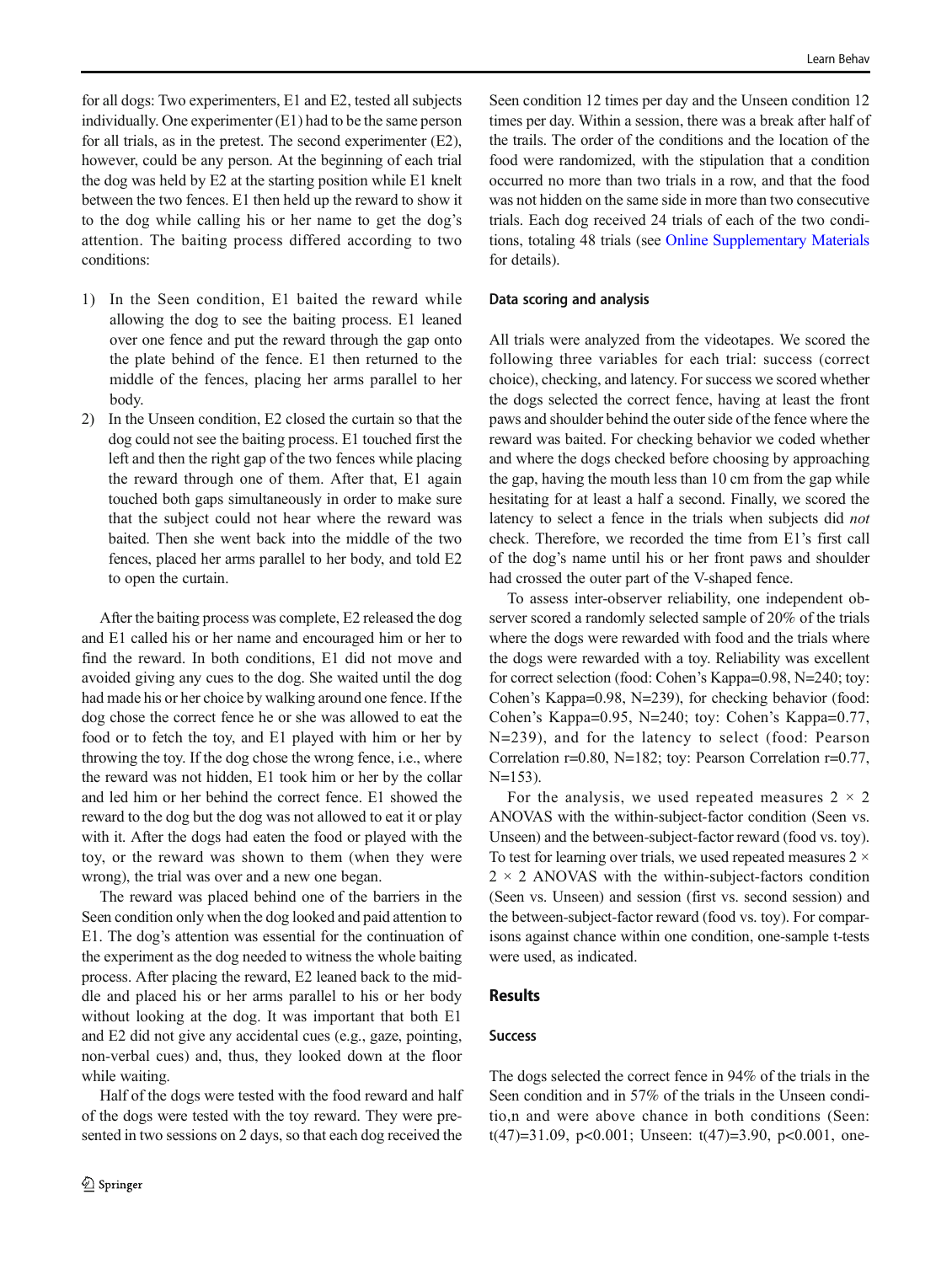for all dogs: Two experimenters, E1 and E2, tested all subjects individually. One experimenter (E1) had to be the same person for all trials, as in the pretest. The second experimenter (E2), however, could be any person. At the beginning of each trial the dog was held by E2 at the starting position while E1 knelt between the two fences. E1 then held up the reward to show it to the dog while calling his or her name to get the dog's attention. The baiting process differed according to two conditions:

1) In the Seen condition, E1 baited the reward while allowing the dog to see the baiting process. E1 leaned over one fence and put the reward through the gap onto the plate behind of the fence. E1 then returned to the middle of the fences, placing her arms parallel to her body.
2) In the Unseen condition, E2 closed the curtain so that the dog could not see the baiting process. E1 touched first the left and then the right gap of the two fences while placing the reward through one of them. After that, E1 again touched both gaps simultaneously in order to make sure that the subject could not hear where the reward was baited. Then she went back into the middle of the two fences, placed her arms parallel to her body, and told E2 to open the curtain.

After the baiting process was complete, E2 released the dog and E1 called his or her name and encouraged him or her to find the reward. In both conditions, E1 did not move and avoided giving any cues to the dog. She waited until the dog had made his or her choice by walking around one fence. If the dog chose the correct fence he or she was allowed to eat the food or to fetch the toy, and E1 played with him or her by throwing the toy. If the dog chose the wrong fence, i.e., where the reward was not hidden, E1 took him or her by the collar and led him or her behind the correct fence. E1 showed the reward to the dog but the dog was not allowed to eat it or play with it. After the dogs had eaten the food or played with the toy, or the reward was shown to them (when they were wrong), the trial was over and a new one began.

The reward was placed behind one of the barriers in the Seen condition only when the dog looked and paid attention to E1. The dog's attention was essential for the continuation of the experiment as the dog needed to witness the whole baiting process. After placing the reward, E2 leaned back to the middle and placed his or her arms parallel to his or her body without looking at the dog. It was important that both E1 and E2 did not give any accidental cues (e.g., gaze, pointing, non-verbal cues) and, thus, they looked down at the floor while waiting.

Half of the dogs were tested with the food reward and half of the dogs were tested with the toy reward. They were presented in two sessions on 2 days, so that each dog received the Seen condition 12 times per day and the Unseen condition 12 times per day. Within a session, there was a break after half of the trails. The order of the conditions and the location of the food were randomized, with the stipulation that a condition occurred no more than two trials in a row, and that the food was not hidden on the same side in more than two consecutive trials. Each dog received 24 trials of each of the two conditions, totaling 48 trials (see Online Supplementary Materials for details).

### Data scoring and analysis

All trials were analyzed from the videotapes. We scored the following three variables for each trial: success (correct choice), checking, and latency. For success we scored whether the dogs selected the correct fence, having at least the front paws and shoulder behind the outer side of the fence where the reward was baited. For checking behavior we coded whether and where the dogs checked before choosing by approaching the gap, having the mouth less than 10 cm from the gap while hesitating for at least a half a second. Finally, we scored the latency to select a fence in the trials when subjects did *not* check. Therefore, we recorded the time from E1's first call of the dog's name until his or her front paws and shoulder had crossed the outer part of the V-shaped fence.

To assess inter-observer reliability, one independent observer scored a randomly selected sample of 20% of the trials where the dogs were rewarded with food and the trials where the dogs were rewarded with a toy. Reliability was excellent for correct selection (food: Cohen's Kappa=0.98, N=240; toy: Cohen's Kappa=0.98, N=239), for checking behavior (food: Cohen's Kappa=0.95, N=240; toy: Cohen's Kappa=0.77, N=239), and for the latency to select (food: Pearson Correlation r=0.80, N=182; toy: Pearson Correlation r=0.77, N=153).

For the analysis, we used repeated measures 2 × 2 ANOVAS with the within-subject-factor condition (Seen vs. Unseen) and the between-subject-factor reward (food vs. toy). To test for learning over trials, we used repeated measures 2 × 2 × 2 ANOVAS with the within-subject-factors condition (Seen vs. Unseen) and session (first vs. second session) and the between-subject-factor reward (food vs. toy). For comparisons against chance within one condition, one-sample t-tests were used, as indicated.

## Results

### Success

The dogs selected the correct fence in 94% of the trials in the Seen condition and in 57% of the trials in the Unseen conditio,n and were above chance in both conditions (Seen: $t(47)=31.09$, $p<0.001$; Unseen: $t(47)=3.90$, $p<0.001$, one-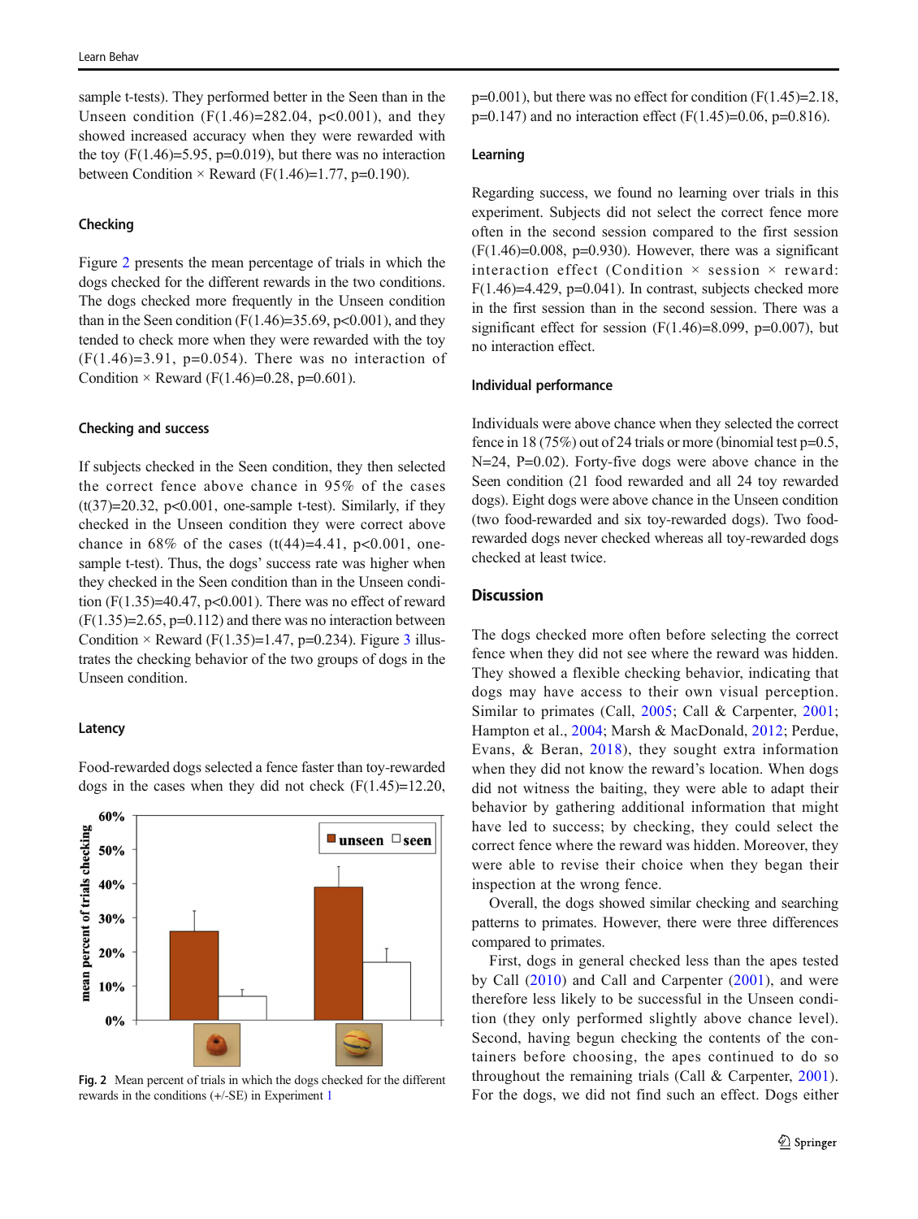sample t-tests). They performed better in the Seen than in the Unseen condition ($F(1.46)=282.04$, $p<0.001$), and they showed increased accuracy when they were rewarded with the toy ($F(1.46)=5.95$, $p=0.019$), but there was no interaction between Condition × Reward ($F(1.46)=1.77$, $p=0.190$).

### Checking

Figure 2 presents the mean percentage of trials in which the dogs checked for the different rewards in the two conditions. The dogs checked more frequently in the Unseen condition than in the Seen condition ($F(1.46)=35.69$, $p<0.001$), and they tended to check more when they were rewarded with the toy ($F(1.46)=3.91$, $p=0.054$). There was no interaction of Condition × Reward ($F(1.46)=0.28$, $p=0.601$).

### Checking and success

If subjects checked in the Seen condition, they then selected the correct fence above chance in 95% of the cases ($t(37)=20.32$, $p<0.001$, one-sample t-test). Similarly, if they checked in the Unseen condition they were correct above chance in 68% of the cases ($t(44)=4.41$, $p<0.001$, one-sample t-test). Thus, the dogs' success rate was higher when they checked in the Seen condition than in the Unseen condition ($F(1.35)=40.47$, $p<0.001$). There was no effect of reward ($F(1.35)=2.65$, $p=0.112$) and there was no interaction between Condition × Reward ($F(1.35)=1.47$, $p=0.234$). Figure 3 illustrates the checking behavior of the two groups of dogs in the Unseen condition.

### Latency

Food-rewarded dogs selected a fence faster than toy-rewarded dogs in the cases when they did not check ($F(1.45)=12.20$, $p=0.001$), but there was no effect for condition ($F(1.45)=2.18$, $p=0.147$) and no interaction effect ($F(1.45)=0.06$, $p=0.816$).

Fig. 2 Mean percent of trials in which the dogs checked for the different rewards in the conditions (+/-SE) in Experiment 1

### Learning

Regarding success, we found no learning over trials in this experiment. Subjects did not select the correct fence more often in the second session compared to the first session ($F(1.46)=0.008$, $p=0.930$). However, there was a significant interaction effect (Condition × session × reward: $F(1.46)=4.429$, $p=0.041$). In contrast, subjects checked more in the first session than in the second session. There was a significant effect for session ($F(1.46)=8.099$, $p=0.007$), but no interaction effect.

### Individual performance

Individuals were above chance when they selected the correct fence in 18 (75%) out of 24 trials or more (binomial test $p=0.5$, $N=24$, $P=0.02$). Forty-five dogs were above chance in the Seen condition (21 food rewarded and all 24 toy rewarded dogs). Eight dogs were above chance in the Unseen condition (two food-rewarded and six toy-rewarded dogs). Two food-rewarded dogs never checked whereas all toy-rewarded dogs checked at least twice.

## Discussion

The dogs checked more often before selecting the correct fence when they did not see where the reward was hidden. They showed a flexible checking behavior, indicating that dogs may have access to their own visual perception. Similar to primates (Call, 2005; Call & Carpenter, 2001; Hampton et al., 2004; Marsh & MacDonald, 2012; Perdue, Evans, & Beran, 2018), they sought extra information when they did not know the reward's location. When dogs did not witness the baiting, they were able to adapt their behavior by gathering additional information that might have led to success; by checking, they could select the correct fence where the reward was hidden. Moreover, they were able to revise their choice when they began their inspection at the wrong fence.

Overall, the dogs showed similar checking and searching patterns to primates. However, there were three differences compared to primates.

First, dogs in general checked less than the apes tested by Call (2010) and Call and Carpenter (2001), and were therefore less likely to be successful in the Unseen condition (they only performed slightly above chance level). Second, having begun checking the contents of the containers before choosing, the apes continued to do so throughout the remaining trials (Call & Carpenter, 2001). For the dogs, we did not find such an effect. Dogs either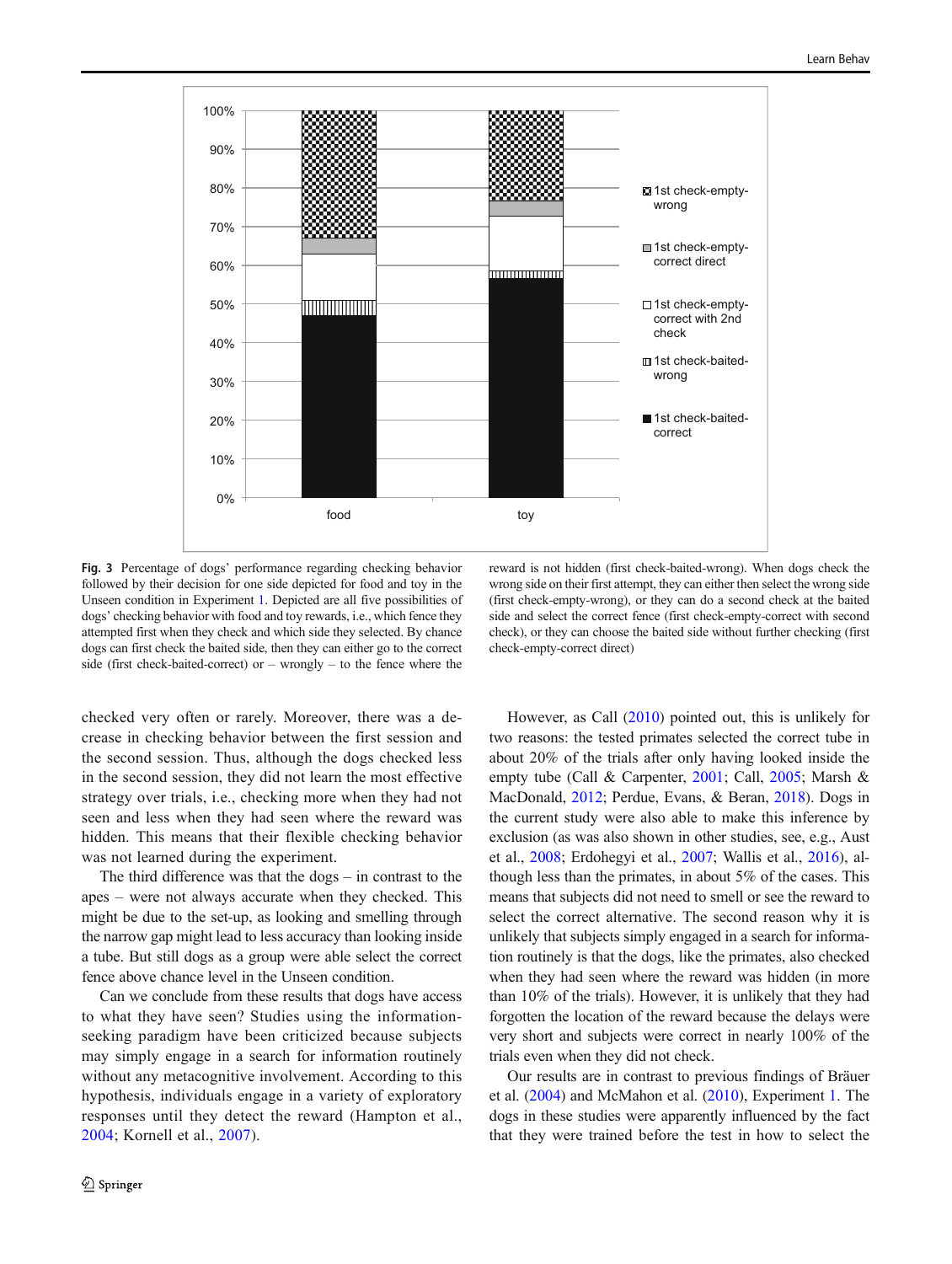Fig. 3 Percentage of dogs' performance regarding checking behavior followed by their decision for one side depicted for food and toy in the Unseen condition in Experiment 1. Depicted are all five possibilities of dogs' checking behavior with food and toy rewards, i.e., which fence they attempted first when they check and which side they selected. By chance dogs can first check the baited side, then they can either go to the correct side (first check-baited-correct) or – wrongly – to the fence where the reward is not hidden (first check-baited-wrong). When dogs check the wrong side on their first attempt, they can either then select the wrong side (first check-empty-wrong), or they can do a second check at the baited side and select the correct fence (first check-empty-correct with second check), or they can choose the baited side without further checking (first check-empty-correct direct)

checked very often or rarely. Moreover, there was a decrease in checking behavior between the first session and the second session. Thus, although the dogs checked less in the second session, they did not learn the most effective strategy over trials, i.e., checking more when they had not seen and less when they had seen where the reward was hidden. This means that their flexible checking behavior was not learned during the experiment.

The third difference was that the dogs – in contrast to the apes – were not always accurate when they checked. This might be due to the set-up, as looking and smelling through the narrow gap might lead to less accuracy than looking inside a tube. But still dogs as a group were able select the correct fence above chance level in the Unseen condition.

Can we conclude from these results that dogs have access to what they have seen? Studies using the information-seeking paradigm have been criticized because subjects may simply engage in a search for information routinely without any metacognitive involvement. According to this hypothesis, individuals engage in a variety of exploratory responses until they detect the reward (Hampton et al., 2004; Kornell et al., 2007).

However, as Call (2010) pointed out, this is unlikely for two reasons: the tested primates selected the correct tube in about 20% of the trials after only having looked inside the empty tube (Call & Carpenter, 2001; Call, 2005; Marsh & MacDonald, 2012; Perdue, Evans, & Beran, 2018). Dogs in the current study were also able to make this inference by exclusion (as was also shown in other studies, see, e.g., Aust et al., 2008; Erdohegyi et al., 2007; Wallis et al., 2016), although less than the primates, in about 5% of the cases. This means that subjects did not need to smell or see the reward to select the correct alternative. The second reason why it is unlikely that subjects simply engaged in a search for information routinely is that the dogs, like the primates, also checked when they had seen where the reward was hidden (in more than 10% of the trials). However, it is unlikely that they had forgotten the location of the reward because the delays were very short and subjects were correct in nearly 100% of the trials even when they did not check.

Our results are in contrast to previous findings of Bräuer et al. (2004) and McMahon et al. (2010), Experiment 1. The dogs in these studies were apparently influenced by the fact that they were trained before the test in how to select the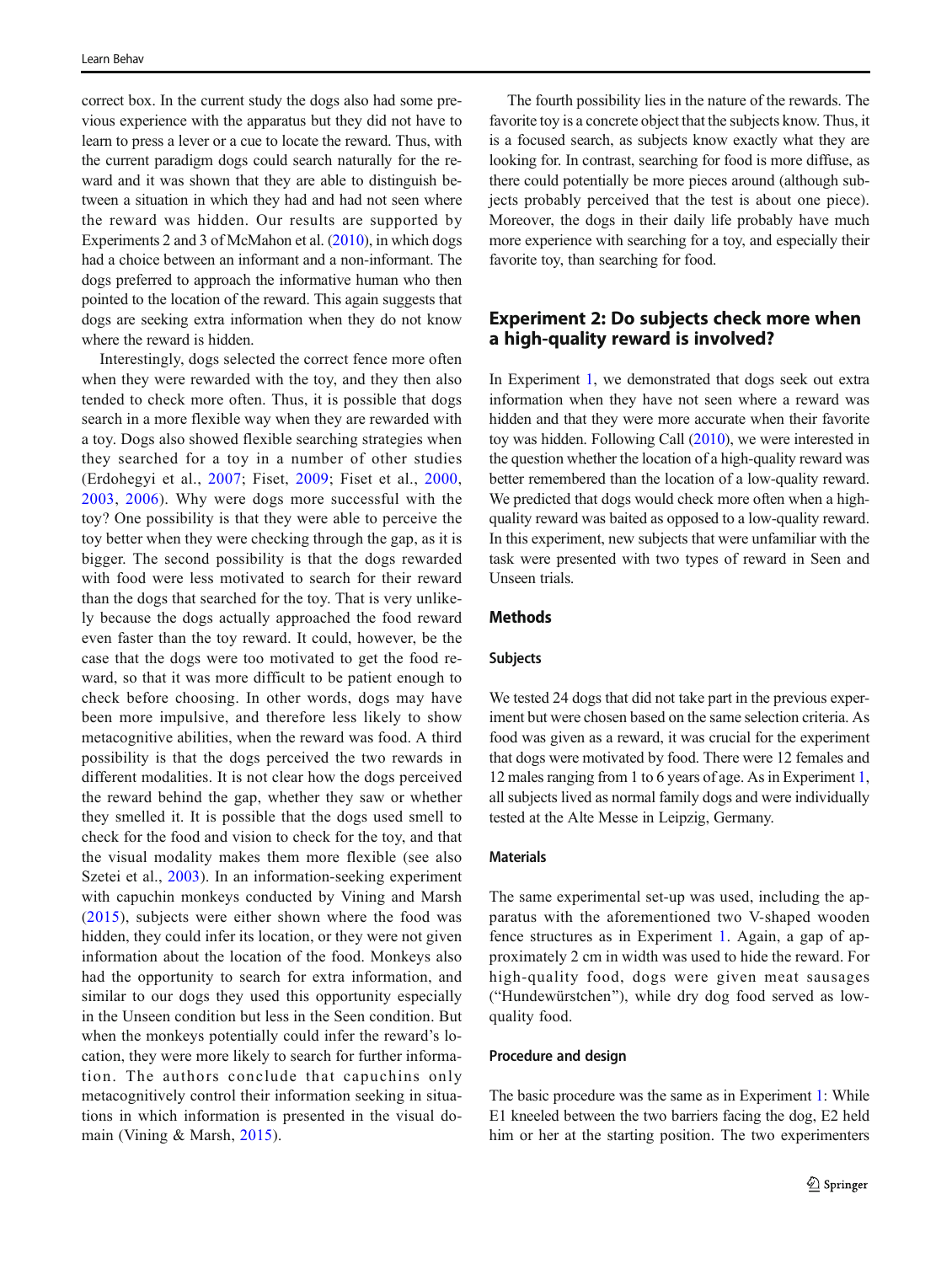correct box. In the current study the dogs also had some previous experience with the apparatus but they did not have to learn to press a lever or a cue to locate the reward. Thus, with the current paradigm dogs could search naturally for the reward and it was shown that they are able to distinguish between a situation in which they had and had not seen where the reward was hidden. Our results are supported by Experiments 2 and 3 of McMahon et al. (2010), in which dogs had a choice between an informant and a non-informant. The dogs preferred to approach the informative human who then pointed to the location of the reward. This again suggests that dogs are seeking extra information when they do not know where the reward is hidden.

Interestingly, dogs selected the correct fence more often when they were rewarded with the toy, and they then also tended to check more often. Thus, it is possible that dogs search in a more flexible way when they are rewarded with a toy. Dogs also showed flexible searching strategies when they searched for a toy in a number of other studies (Erdohegyi et al., 2007; Fiset, 2009; Fiset et al., 2000, 2003, 2006). Why were dogs more successful with the toy? One possibility is that they were able to perceive the toy better when they were checking through the gap, as it is bigger. The second possibility is that the dogs rewarded with food were less motivated to search for their reward than the dogs that searched for the toy. That is very unlikely because the dogs actually approached the food reward even faster than the toy reward. It could, however, be the case that the dogs were too motivated to get the food reward, so that it was more difficult to be patient enough to check before choosing. In other words, dogs may have been more impulsive, and therefore less likely to show metacognitive abilities, when the reward was food. A third possibility is that the dogs perceived the two rewards in different modalities. It is not clear how the dogs perceived the reward behind the gap, whether they saw or whether they smelled it. It is possible that the dogs used smell to check for the food and vision to check for the toy, and that the visual modality makes them more flexible (see also Szetei et al., 2003). In an information-seeking experiment with capuchin monkeys conducted by Vining and Marsh (2015), subjects were either shown where the food was hidden, they could infer its location, or they were not given information about the location of the food. Monkeys also had the opportunity to search for extra information, and similar to our dogs they used this opportunity especially in the Unseen condition but less in the Seen condition. But when the monkeys potentially could infer the reward's location, they were more likely to search for further information. The authors conclude that capuchins only metacognitively control their information seeking in situations in which information is presented in the visual domain (Vining & Marsh, 2015).

The fourth possibility lies in the nature of the rewards. The favorite toy is a concrete object that the subjects know. Thus, it is a focused search, as subjects know exactly what they are looking for. In contrast, searching for food is more diffuse, as there could potentially be more pieces around (although subjects probably perceived that the test is about one piece). Moreover, the dogs in their daily life probably have much more experience with searching for a toy, and especially their favorite toy, than searching for food.

## Experiment 2: Do subjects check more when a high-quality reward is involved?

In Experiment 1, we demonstrated that dogs seek out extra information when they have not seen where a reward was hidden and that they were more accurate when their favorite toy was hidden. Following Call (2010), we were interested in the question whether the location of a high-quality reward was better remembered than the location of a low-quality reward. We predicted that dogs would check more often when a high-quality reward was baited as opposed to a low-quality reward. In this experiment, new subjects that were unfamiliar with the task were presented with two types of reward in Seen and Unseen trials.

### Methods

#### Subjects

We tested 24 dogs that did not take part in the previous experiment but were chosen based on the same selection criteria. As food was given as a reward, it was crucial for the experiment that dogs were motivated by food. There were 12 females and 12 males ranging from 1 to 6 years of age. As in Experiment 1, all subjects lived as normal family dogs and were individually tested at the Alte Messe in Leipzig, Germany.

#### Materials

The same experimental set-up was used, including the apparatus with the aforementioned two V-shaped wooden fence structures as in Experiment 1. Again, a gap of approximately 2 cm in width was used to hide the reward. For high-quality food, dogs were given meat sausages ("Hundewürstchen"), while dry dog food served as low-quality food.

#### Procedure and design

The basic procedure was the same as in Experiment 1: While E1 kneeled between the two barriers facing the dog, E2 held him or her at the starting position. The two experimenters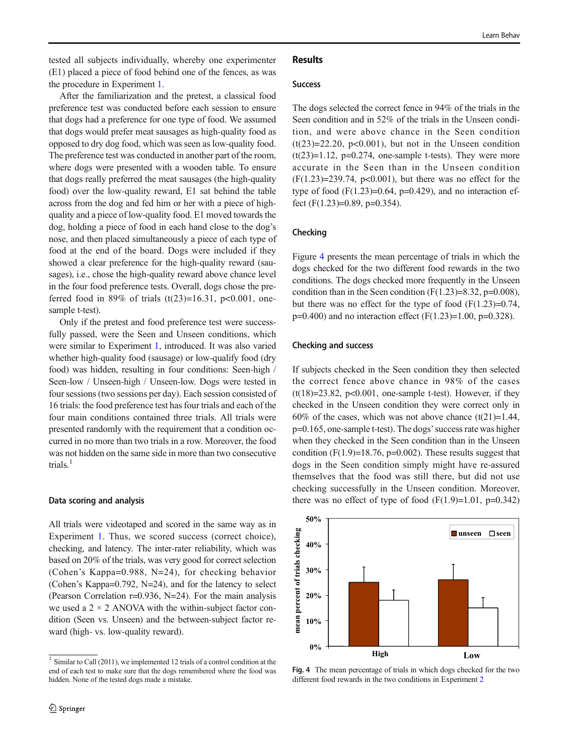tested all subjects individually, whereby one experimenter (E1) placed a piece of food behind one of the fences, as was the procedure in Experiment 1.

After the familiarization and the pretest, a classical food preference test was conducted before each session to ensure that dogs had a preference for one type of food. We assumed that dogs would prefer meat sausages as high-quality food as opposed to dry dog food, which was seen as low-quality food. The preference test was conducted in another part of the room, where dogs were presented with a wooden table. To ensure that dogs really preferred the meat sausages (the high-quality food) over the low-quality reward, E1 sat behind the table across from the dog and fed him or her with a piece of high-quality and a piece of low-quality food. E1 moved towards the dog, holding a piece of food in each hand close to the dog's nose, and then placed simultaneously a piece of each type of food at the end of the board. Dogs were included if they showed a clear preference for the high-quality reward (sausages), i.e., chose the high-quality reward above chance level in the four food preference tests. Overall, dogs chose the preferred food in 89% of trials ($t(23)=16.31$, $p<0.001$, one-sample t-test).

Only if the pretest and food preference test were successfully passed, were the Seen and Unseen conditions, which were similar to Experiment 1, introduced. It was also varied whether high-quality food (sausage) or low-qualify food (dry food) was hidden, resulting in four conditions: Seen-high / Seen-low / Unseen-high / Unseen-low. Dogs were tested in four sessions (two sessions per day). Each session consisted of 16 trials: the food preference test has four trials and each of the four main conditions contained three trials. All trials were presented randomly with the requirement that a condition occurred in no more than two trials in a row. Moreover, the food was not hidden on the same side in more than two consecutive trials.[1]

### Data scoring and analysis

All trials were videotaped and scored in the same way as in Experiment 1. Thus, we scored success (correct choice), checking, and latency. The inter-rater reliability, which was based on 20% of the trials, was very good for correct selection (Cohen's Kappa=0.988, N=24), for checking behavior (Cohen's Kappa=0.792, N=24), and for the latency to select (Pearson Correlation r=0.936, N=24). For the main analysis we used a 2 × 2 ANOVA with the within-subject factor condition (Seen vs. Unseen) and the between-subject factor reward (high- vs. low-quality reward).

[1] Similar to Call (2011), we implemented 12 trials of a control condition at the end of each test to make sure that the dogs remembered where the food was hidden. None of the tested dogs made a mistake.

## Results

### Success

The dogs selected the correct fence in 94% of the trials in the Seen condition and in 52% of the trials in the Unseen condition, and were above chance in the Seen condition ($t(23)=22.20$, $p<0.001$), but not in the Unseen condition ($t(23)=1.12$, $p=0.274$, one-sample t-tests). They were more accurate in the Seen than in the Unseen condition ($F(1.23)=239.74$, $p<0.001$), but there was no effect for the type of food ($F(1.23)=0.64$, $p=0.429$), and no interaction effect ($F(1.23)=0.89$, $p=0.354$).

### Checking

Figure 4 presents the mean percentage of trials in which the dogs checked for the two different food rewards in the two conditions. The dogs checked more frequently in the Unseen condition than in the Seen condition ($F(1.23)=8.32$, $p=0.008$), but there was no effect for the type of food ($F(1.23)=0.74$, $p=0.400$) and no interaction effect ($F(1.23)=1.00$, $p=0.328$).

### Checking and success

If subjects checked in the Seen condition they then selected the correct fence above chance in 98% of the cases ($t(18)=23.82$, $p<0.001$, one-sample t-test). However, if they checked in the Unseen condition they were correct only in 60% of the cases, which was not above chance ($t(21)=1.44$, $p=0.165$, one-sample t-test). The dogs' success rate was higher when they checked in the Seen condition than in the Unseen condition ($F(1.9)=18.76$, $p=0.002$). These results suggest that dogs in the Seen condition simply might have re-assured themselves that the food was still there, but did not use checking successfully in the Unseen condition. Moreover, there was no effect of type of food ($F(1.9)=1.01$, $p=0.342$)

Fig. 4 The mean percentage of trials in which dogs checked for the two different food rewards in the two conditions in Experiment 2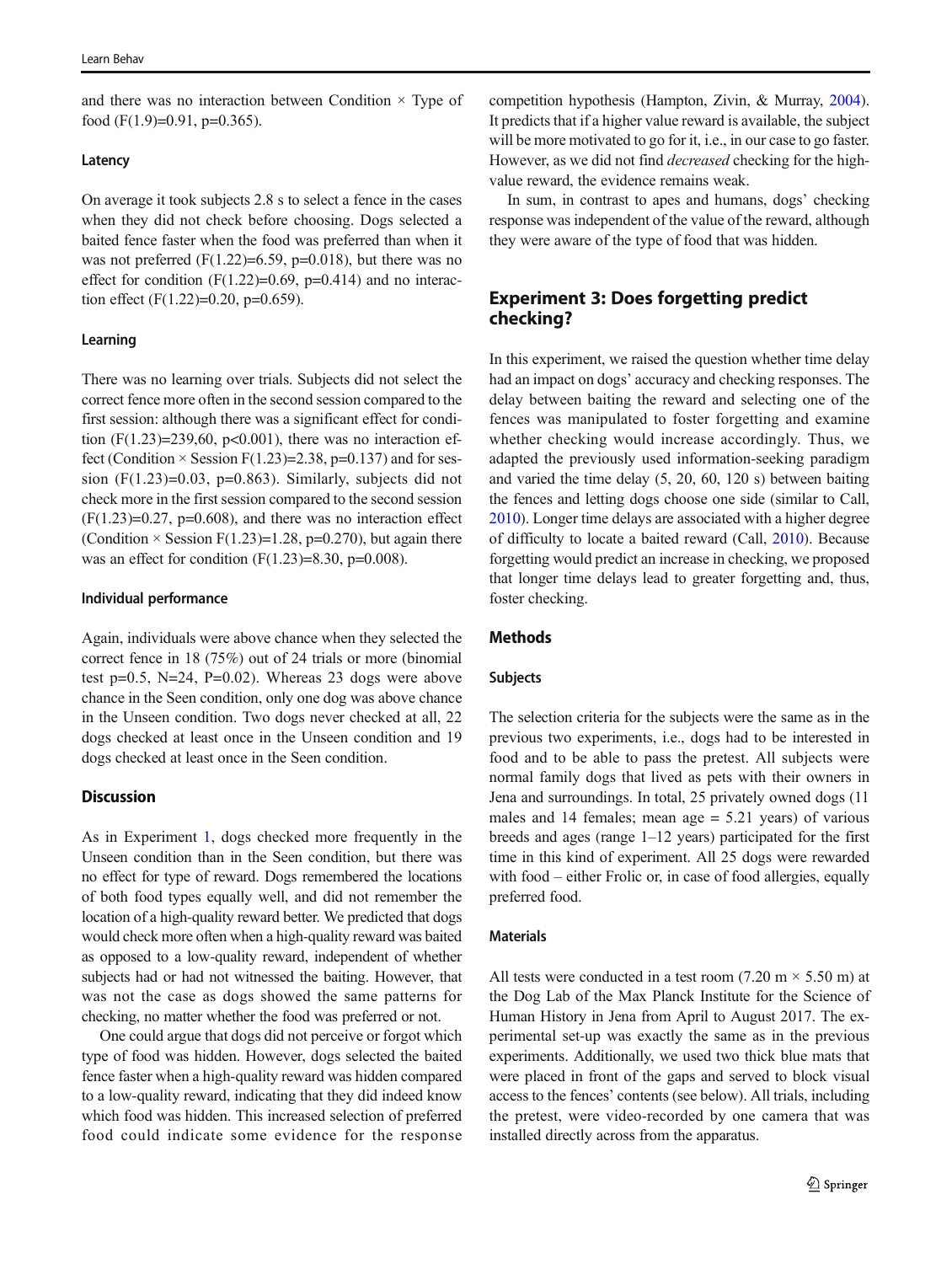and there was no interaction between Condition × Type of food ($F(1.9)=0.91$, $p=0.365$).

### Latency

On average it took subjects 2.8 s to select a fence in the cases when they did not check before choosing. Dogs selected a baited fence faster when the food was preferred than when it was not preferred ($F(1.22)=6.59$, $p=0.018$), but there was no effect for condition ($F(1.22)=0.69$, $p=0.414$) and no interaction effect ($F(1.22)=0.20$, $p=0.659$).

### Learning

There was no learning over trials. Subjects did not select the correct fence more often in the second session compared to the first session: although there was a significant effect for condition ($F(1.23)=239,60$, $p<0.001$), there was no interaction effect (Condition × Session $F(1.23)=2.38$, $p=0.137$) and for session ($F(1.23)=0.03$, $p=0.863$). Similarly, subjects did not check more in the first session compared to the second session ($F(1.23)=0.27$, $p=0.608$), and there was no interaction effect (Condition × Session $F(1.23)=1.28$, $p=0.270$), but again there was an effect for condition ($F(1.23)=8.30$, $p=0.008$).

### Individual performance

Again, individuals were above chance when they selected the correct fence in 18 (75%) out of 24 trials or more (binomial test $p=0.5$, $N=24$, $P=0.02$). Whereas 23 dogs were above chance in the Seen condition, only one dog was above chance in the Unseen condition. Two dogs never checked at all, 22 dogs checked at least once in the Unseen condition and 19 dogs checked at least once in the Seen condition.

## Discussion

As in Experiment 1, dogs checked more frequently in the Unseen condition than in the Seen condition, but there was no effect for type of reward. Dogs remembered the locations of both food types equally well, and did not remember the location of a high-quality reward better. We predicted that dogs would check more often when a high-quality reward was baited as opposed to a low-quality reward, independent of whether subjects had or had not witnessed the baiting. However, that was not the case as dogs showed the same patterns for checking, no matter whether the food was preferred or not.

One could argue that dogs did not perceive or forgot which type of food was hidden. However, dogs selected the baited fence faster when a high-quality reward was hidden compared to a low-quality reward, indicating that they did indeed know which food was hidden. This increased selection of preferred food could indicate some evidence for the response competition hypothesis (Hampton, Zivin, & Murray, 2004). It predicts that if a higher value reward is available, the subject will be more motivated to go for it, i.e., in our case to go faster. However, as we did not find *decreased* checking for the high-value reward, the evidence remains weak.

In sum, in contrast to apes and humans, dogs' checking response was independent of the value of the reward, although they were aware of the type of food that was hidden.

## Experiment 3: Does forgetting predict checking?

In this experiment, we raised the question whether time delay had an impact on dogs' accuracy and checking responses. The delay between baiting the reward and selecting one of the fences was manipulated to foster forgetting and examine whether checking would increase accordingly. Thus, we adapted the previously used information-seeking paradigm and varied the time delay (5, 20, 60, 120 s) between baiting the fences and letting dogs choose one side (similar to Call, 2010). Longer time delays are associated with a higher degree of difficulty to locate a baited reward (Call, 2010). Because forgetting would predict an increase in checking, we proposed that longer time delays lead to greater forgetting and, thus, foster checking.

## Methods

### Subjects

The selection criteria for the subjects were the same as in the previous two experiments, i.e., dogs had to be interested in food and to be able to pass the pretest. All subjects were normal family dogs that lived as pets with their owners in Jena and surroundings. In total, 25 privately owned dogs (11 males and 14 females; mean age = 5.21 years) of various breeds and ages (range 1–12 years) participated for the first time in this kind of experiment. All 25 dogs were rewarded with food – either Frolic or, in case of food allergies, equally preferred food.

### Materials

All tests were conducted in a test room (7.20 m × 5.50 m) at the Dog Lab of the Max Planck Institute for the Science of Human History in Jena from April to August 2017. The experimental set-up was exactly the same as in the previous experiments. Additionally, we used two thick blue mats that were placed in front of the gaps and served to block visual access to the fences' contents (see below). All trials, including the pretest, were video-recorded by one camera that was installed directly across from the apparatus.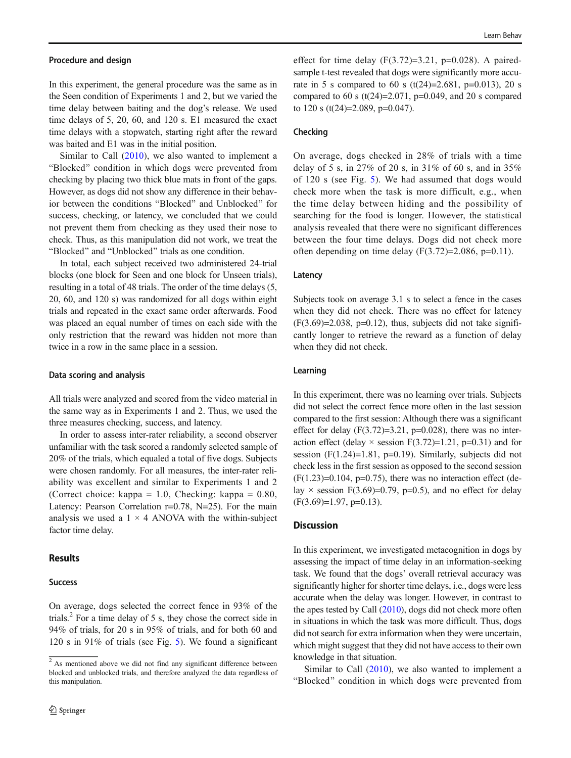### Procedure and design

In this experiment, the general procedure was the same as in the Seen condition of Experiments 1 and 2, but we varied the time delay between baiting and the dog's release. We used time delays of 5, 20, 60, and 120 s. E1 measured the exact time delays with a stopwatch, starting right after the reward was baited and E1 was in the initial position.

Similar to Call (2010), we also wanted to implement a "Blocked" condition in which dogs were prevented from checking by placing two thick blue mats in front of the gaps. However, as dogs did not show any difference in their behavior between the conditions "Blocked" and Unblocked" for success, checking, or latency, we concluded that we could not prevent them from checking as they used their nose to check. Thus, as this manipulation did not work, we treat the "Blocked" and "Unblocked" trials as one condition.

In total, each subject received two administered 24-trial blocks (one block for Seen and one block for Unseen trials), resulting in a total of 48 trials. The order of the time delays (5, 20, 60, and 120 s) was randomized for all dogs within eight trials and repeated in the exact same order afterwards. Food was placed an equal number of times on each side with the only restriction that the reward was hidden not more than twice in a row in the same place in a session.

### Data scoring and analysis

All trials were analyzed and scored from the video material in the same way as in Experiments 1 and 2. Thus, we used the three measures checking, success, and latency.

In order to assess inter-rater reliability, a second observer unfamiliar with the task scored a randomly selected sample of 20% of the trials, which equaled a total of five dogs. Subjects were chosen randomly. For all measures, the inter-rater reliability was excellent and similar to Experiments 1 and 2 (Correct choice: kappa = 1.0, Checking: kappa = 0.80, Latency: Pearson Correlation r=0.78, N=25). For the main analysis we used a 1 × 4 ANOVA with the within-subject factor time delay.

## Results

### Success

On average, dogs selected the correct fence in 93% of the trials.[2] For a time delay of 5 s, they chose the correct side in 94% of trials, for 20 s in 95% of trials, and for both 60 and 120 s in 91% of trials (see Fig. 5). We found a significant effect for time delay ($F(3.72)=3.21$, $p=0.028$). A paired-sample t-test revealed that dogs were significantly more accurate in 5 s compared to 60 s ($t(24)=2.681$, $p=0.013$), 20 s compared to 60 s ($t(24)=2.071$, $p=0.049$, and 20 s compared to 120 s ($t(24)=2.089$, $p=0.047$).

### Checking

On average, dogs checked in 28% of trials with a time delay of 5 s, in 27% of 20 s, in 31% of 60 s, and in 35% of 120 s (see Fig. 5). We had assumed that dogs would check more when the task is more difficult, e.g., when the time delay between hiding and the possibility of searching for the food is longer. However, the statistical analysis revealed that there were no significant differences between the four time delays. Dogs did not check more often depending on time delay ($F(3.72)=2.086$, $p=0.11$).

### Latency

Subjects took on average 3.1 s to select a fence in the cases when they did not check. There was no effect for latency ($F(3.69)=2.038$, $p=0.12$), thus, subjects did not take significantly longer to retrieve the reward as a function of delay when they did not check.

### Learning

In this experiment, there was no learning over trials. Subjects did not select the correct fence more often in the last session compared to the first session: Although there was a significant effect for delay ($F(3.72)=3.21$, $p=0.028$), there was no interaction effect (delay × session $F(3.72)=1.21$, $p=0.31$) and for session ($F(1.24)=1.81$, $p=0.19$). Similarly, subjects did not check less in the first session as opposed to the second session ($F(1.23)=0.104$, $p=0.75$), there was no interaction effect (delay × session $F(3.69)=0.79$, $p=0.5$), and no effect for delay ($F(3.69)=1.97$, $p=0.13$).

## Discussion

In this experiment, we investigated metacognition in dogs by assessing the impact of time delay in an information-seeking task. We found that the dogs' overall retrieval accuracy was significantly higher for shorter time delays, i.e., dogs were less accurate when the delay was longer. However, in contrast to the apes tested by Call (2010), dogs did not check more often in situations in which the task was more difficult. Thus, dogs did not search for extra information when they were uncertain, which might suggest that they did not have access to their own knowledge in that situation.

Similar to Call (2010), we also wanted to implement a "Blocked" condition in which dogs were prevented from

[2] As mentioned above we did not find any significant difference between blocked and unblocked trials, and therefore analyzed the data regardless of this manipulation.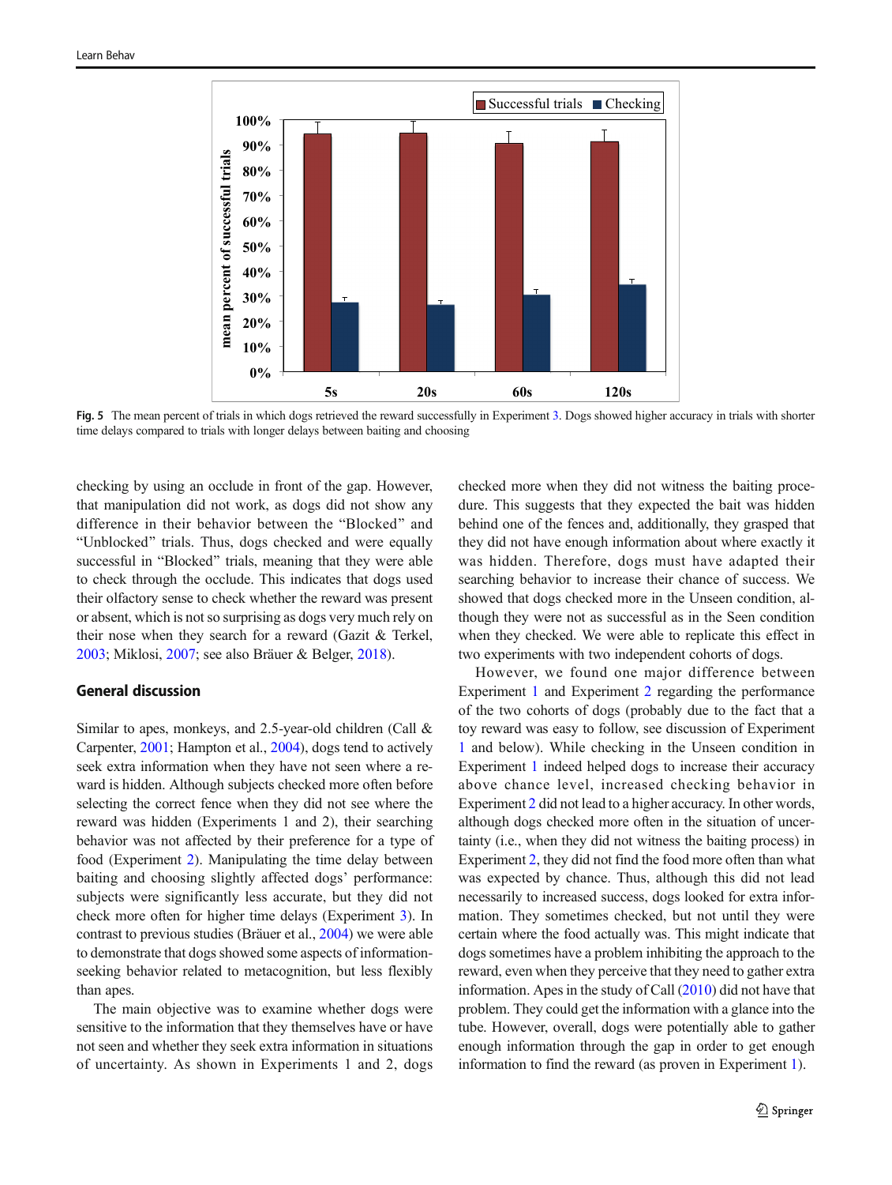Fig. 5 The mean percent of trials in which dogs retrieved the reward successfully in Experiment 3. Dogs showed higher accuracy in trials with shorter time delays compared to trials with longer delays between baiting and choosing

checking by using an occlude in front of the gap. However, that manipulation did not work, as dogs did not show any difference in their behavior between the "Blocked" and "Unblocked" trials. Thus, dogs checked and were equally successful in "Blocked" trials, meaning that they were able to check through the occlude. This indicates that dogs used their olfactory sense to check whether the reward was present or absent, which is not so surprising as dogs very much rely on their nose when they search for a reward (Gazit & Terkel, 2003; Miklosi, 2007; see also Bräuer & Belger, 2018).

## General discussion

Similar to apes, monkeys, and 2.5-year-old children (Call & Carpenter, 2001; Hampton et al., 2004), dogs tend to actively seek extra information when they have not seen where a reward is hidden. Although subjects checked more often before selecting the correct fence when they did not see where the reward was hidden (Experiments 1 and 2), their searching behavior was not affected by their preference for a type of food (Experiment 2). Manipulating the time delay between baiting and choosing slightly affected dogs' performance: subjects were significantly less accurate, but they did not check more often for higher time delays (Experiment 3). In contrast to previous studies (Bräuer et al., 2004) we were able to demonstrate that dogs showed some aspects of information-seeking behavior related to metacognition, but less flexibly than apes.

The main objective was to examine whether dogs were sensitive to the information that they themselves have or have not seen and whether they seek extra information in situations of uncertainty. As shown in Experiments 1 and 2, dogs checked more when they did not witness the baiting procedure. This suggests that they expected the bait was hidden behind one of the fences and, additionally, they grasped that they did not have enough information about where exactly it was hidden. Therefore, dogs must have adapted their searching behavior to increase their chance of success. We showed that dogs checked more in the Unseen condition, although they were not as successful as in the Seen condition when they checked. We were able to replicate this effect in two experiments with two independent cohorts of dogs.

However, we found one major difference between Experiment 1 and Experiment 2 regarding the performance of the two cohorts of dogs (probably due to the fact that a toy reward was easy to follow, see discussion of Experiment 1 and below). While checking in the Unseen condition in Experiment 1 indeed helped dogs to increase their accuracy above chance level, increased checking behavior in Experiment 2 did not lead to a higher accuracy. In other words, although dogs checked more often in the situation of uncertainty (i.e., when they did not witness the baiting process) in Experiment 2, they did not find the food more often than what was expected by chance. Thus, although this did not lead necessarily to increased success, dogs looked for extra information. They sometimes checked, but not until they were certain where the food actually was. This might indicate that dogs sometimes have a problem inhibiting the approach to the reward, even when they perceive that they need to gather extra information. Apes in the study of Call (2010) did not have that problem. They could get the information with a glance into the tube. However, overall, dogs were potentially able to gather enough information through the gap in order to get enough information to find the reward (as proven in Experiment 1).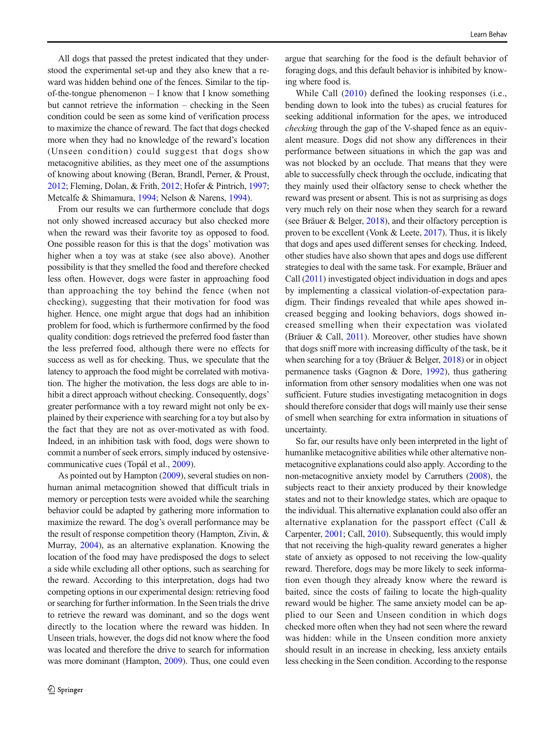All dogs that passed the pretest indicated that they understood the experimental set-up and they also knew that a reward was hidden behind one of the fences. Similar to the tip-of-the-tongue phenomenon – I know that I know something but cannot retrieve the information – checking in the Seen condition could be seen as some kind of verification process to maximize the chance of reward. The fact that dogs checked more when they had no knowledge of the reward's location (Unseen condition) could suggest that dogs show metacognitive abilities, as they meet one of the assumptions of knowing about knowing (Beran, Brandl, Perner, & Proust, 2012; Fleming, Dolan, & Frith, 2012; Hofer & Pintrich, 1997; Metcalfe & Shimamura, 1994; Nelson & Narens, 1994).

From our results we can furthermore conclude that dogs not only showed increased accuracy but also checked more when the reward was their favorite toy as opposed to food. One possible reason for this is that the dogs' motivation was higher when a toy was at stake (see also above). Another possibility is that they smelled the food and therefore checked less often. However, dogs were faster in approaching food than approaching the toy behind the fence (when not checking), suggesting that their motivation for food was higher. Hence, one might argue that dogs had an inhibition problem for food, which is furthermore confirmed by the food quality condition: dogs retrieved the preferred food faster than the less preferred food, although there were no effects for success as well as for checking. Thus, we speculate that the latency to approach the food might be correlated with motivation. The higher the motivation, the less dogs are able to inhibit a direct approach without checking. Consequently, dogs' greater performance with a toy reward might not only be explained by their experience with searching for a toy but also by the fact that they are not as over-motivated as with food. Indeed, in an inhibition task with food, dogs were shown to commit a number of seek errors, simply induced by ostensive-communicative cues (Topál et al., 2009).

As pointed out by Hampton (2009), several studies on non-human animal metacognition showed that difficult trials in memory or perception tests were avoided while the searching behavior could be adapted by gathering more information to maximize the reward. The dog's overall performance may be the result of response competition theory (Hampton, Zivin, & Murray, 2004), as an alternative explanation. Knowing the location of the food may have predisposed the dogs to select a side while excluding all other options, such as searching for the reward. According to this interpretation, dogs had two competing options in our experimental design: retrieving food or searching for further information. In the Seen trials the drive to retrieve the reward was dominant, and so the dogs went directly to the location where the reward was hidden. In Unseen trials, however, the dogs did not know where the food was located and therefore the drive to search for information was more dominant (Hampton, 2009). Thus, one could even argue that searching for the food is the default behavior of foraging dogs, and this default behavior is inhibited by knowing where food is.

While Call (2010) defined the looking responses (i.e., bending down to look into the tubes) as crucial features for seeking additional information for the apes, we introduced *checking* through the gap of the V-shaped fence as an equivalent measure. Dogs did not show any differences in their performance between situations in which the gap was and was not blocked by an occlude. That means that they were able to successfully check through the occlude, indicating that they mainly used their olfactory sense to check whether the reward was present or absent. This is not as surprising as dogs very much rely on their nose when they search for a reward (see Bräuer & Belger, 2018), and their olfactory perception is proven to be excellent (Vonk & Leete, 2017). Thus, it is likely that dogs and apes used different senses for checking. Indeed, other studies have also shown that apes and dogs use different strategies to deal with the same task. For example, Bräuer and Call (2011) investigated object individuation in dogs and apes by implementing a classical violation-of-expectation paradigm. Their findings revealed that while apes showed increased begging and looking behaviors, dogs showed increased smelling when their expectation was violated (Bräuer & Call, 2011). Moreover, other studies have shown that dogs sniff more with increasing difficulty of the task, be it when searching for a toy (Bräuer & Belger, 2018) or in object permanence tasks (Gagnon & Dore, 1992), thus gathering information from other sensory modalities when one was not sufficient. Future studies investigating metacognition in dogs should therefore consider that dogs will mainly use their sense of smell when searching for extra information in situations of uncertainty.

So far, our results have only been interpreted in the light of humanlike metacognitive abilities while other alternative non-metacognitive explanations could also apply. According to the non-metacognitive anxiety model by Carruthers (2008), the subjects react to their anxiety produced by their knowledge states and not to their knowledge states, which are opaque to the individual. This alternative explanation could also offer an alternative explanation for the passport effect (Call & Carpenter, 2001; Call, 2010). Subsequently, this would imply that not receiving the high-quality reward generates a higher state of anxiety as opposed to not receiving the low-quality reward. Therefore, dogs may be more likely to seek information even though they already know where the reward is baited, since the costs of failing to locate the high-quality reward would be higher. The same anxiety model can be applied to our Seen and Unseen condition in which dogs checked more often when they had not seen where the reward was hidden: while in the Unseen condition more anxiety should result in an increase in checking, less anxiety entails less checking in the Seen condition. According to the response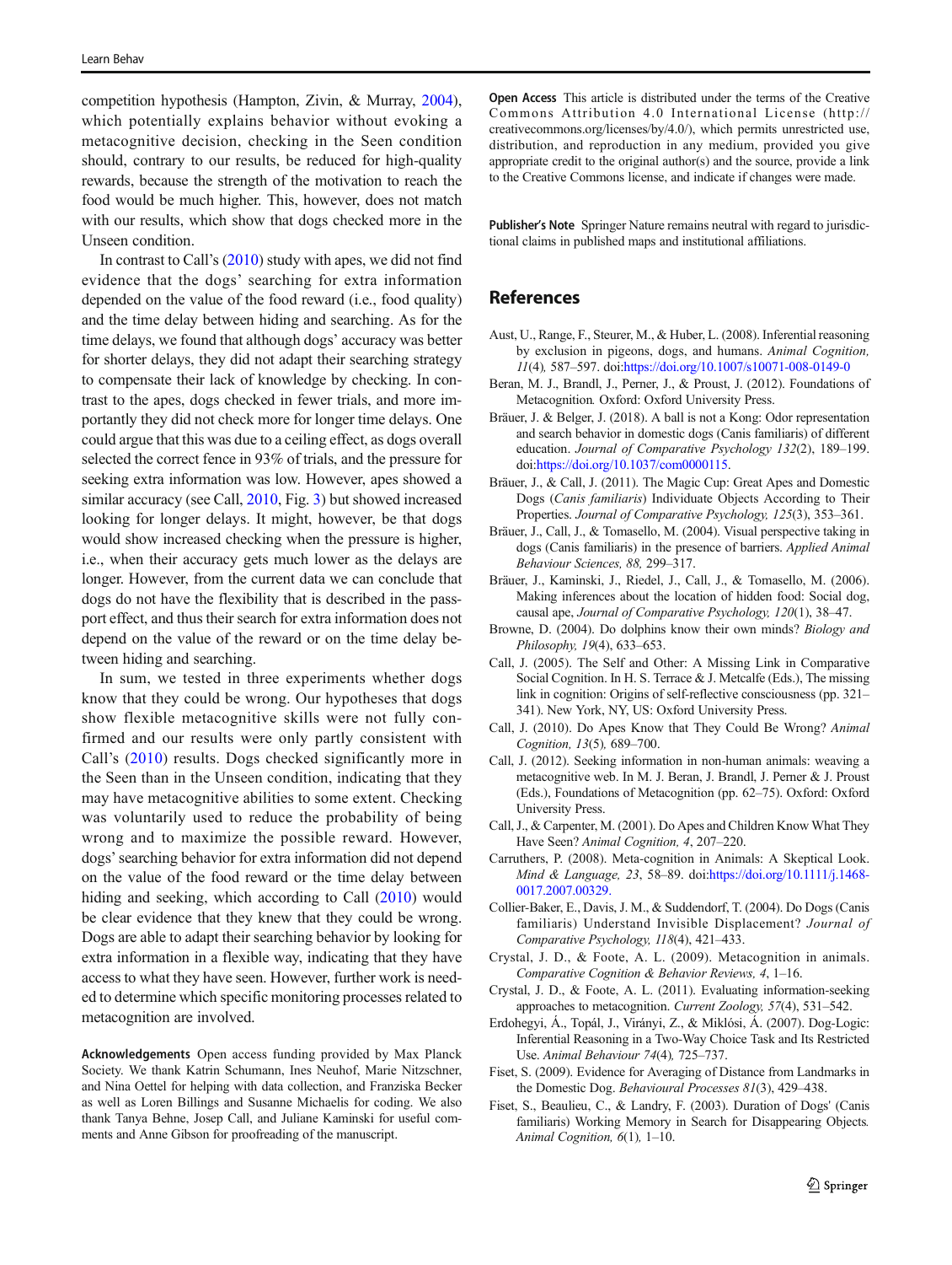competition hypothesis (Hampton, Zivin, & Murray, 2004), which potentially explains behavior without evoking a metacognitive decision, checking in the Seen condition should, contrary to our results, be reduced for high-quality rewards, because the strength of the motivation to reach the food would be much higher. This, however, does not match with our results, which show that dogs checked more in the Unseen condition.

In contrast to Call's (2010) study with apes, we did not find evidence that the dogs' searching for extra information depended on the value of the food reward (i.e., food quality) and the time delay between hiding and searching. As for the time delays, we found that although dogs' accuracy was better for shorter delays, they did not adapt their searching strategy to compensate their lack of knowledge by checking. In contrast to the apes, dogs checked in fewer trials, and more importantly they did not check more for longer time delays. One could argue that this was due to a ceiling effect, as dogs overall selected the correct fence in 93% of trials, and the pressure for seeking extra information was low. However, apes showed a similar accuracy (see Call, 2010, Fig. 3) but showed increased looking for longer delays. It might, however, be that dogs would show increased checking when the pressure is higher, i.e., when their accuracy gets much lower as the delays are longer. However, from the current data we can conclude that dogs do not have the flexibility that is described in the passport effect, and thus their search for extra information does not depend on the value of the reward or on the time delay between hiding and searching.

In sum, we tested in three experiments whether dogs know that they could be wrong. Our hypotheses that dogs show flexible metacognitive skills were not fully confirmed and our results were only partly consistent with Call's (2010) results. Dogs checked significantly more in the Seen than in the Unseen condition, indicating that they may have metacognitive abilities to some extent. Checking was voluntarily used to reduce the probability of being wrong and to maximize the possible reward. However, dogs' searching behavior for extra information did not depend on the value of the food reward or the time delay between hiding and seeking, which according to Call (2010) would be clear evidence that they knew that they could be wrong. Dogs are able to adapt their searching behavior by looking for extra information in a flexible way, indicating that they have access to what they have seen. However, further work is needed to determine which specific monitoring processes related to metacognition are involved.

**Acknowledgements** Open access funding provided by Max Planck Society. We thank Katrin Schumann, Ines Neuhof, Marie Nitzschner, and Nina Oettel for helping with data collection, and Franziska Becker as well as Loren Billings and Susanne Michaelis for coding. We also thank Tanya Behne, Josep Call, and Juliane Kaminski for useful comments and Anne Gibson for proofreading of the manuscript.

**Open Access** This article is distributed under the terms of the Creative Commons Attribution 4.0 International License (http://creativecommons.org/licenses/by/4.0/), which permits unrestricted use, distribution, and reproduction in any medium, provided you give appropriate credit to the original author(s) and the source, provide a link to the Creative Commons license, and indicate if changes were made.

**Publisher's Note** Springer Nature remains neutral with regard to jurisdictional claims in published maps and institutional affiliations.

## References

Aust, U., Range, F., Steurer, M., & Huber, L. (2008). Inferential reasoning by exclusion in pigeons, dogs, and humans. *Animal Cognition, 11*(4), 587–597. doi:https://doi.org/10.1007/s10071-008-0149-0

Beran, M. J., Brandl, J., Perner, J., & Proust, J. (2012). Foundations of Metacognition. Oxford: Oxford University Press.

Bräuer, J. & Belger, J. (2018). A ball is not a Kong: Odor representation and search behavior in domestic dogs (Canis familiaris) of different education. *Journal of Comparative Psychology 132*(2), 189–199. doi:https://doi.org/10.1037/com0000115.

Bräuer, J., & Call, J. (2011). The Magic Cup: Great Apes and Domestic Dogs (*Canis familiaris*) Individuate Objects According to Their Properties. *Journal of Comparative Psychology, 125*(3), 353–361.

Bräuer, J., Call, J., & Tomasello, M. (2004). Visual perspective taking in dogs (Canis familiaris) in the presence of barriers. *Applied Animal Behaviour Sciences, 88,* 299–317.

Bräuer, J., Kaminski, J., Riedel, J., Call, J., & Tomasello, M. (2006). Making inferences about the location of hidden food: Social dog, causal ape, *Journal of Comparative Psychology, 120*(1), 38–47.

Browne, D. (2004). Do dolphins know their own minds? *Biology and Philosophy, 19*(4), 633–653.

Call, J. (2005). The Self and Other: A Missing Link in Comparative Social Cognition. In H. S. Terrace & J. Metcalfe (Eds.), The missing link in cognition: Origins of self-reflective consciousness (pp. 321–341). New York, NY, US: Oxford University Press.

Call, J. (2010). Do Apes Know that They Could Be Wrong? *Animal Cognition, 13*(5), 689–700.

Call, J. (2012). Seeking information in non-human animals: weaving a metacognitive web. In M. J. Beran, J. Brandl, J. Perner & J. Proust (Eds.), Foundations of Metacognition (pp. 62–75). Oxford: Oxford University Press.

Call, J., & Carpenter, M. (2001). Do Apes and Children Know What They Have Seen? *Animal Cognition, 4*, 207–220.

Carruthers, P. (2008). Meta-cognition in Animals: A Skeptical Look. *Mind & Language, 23*, 58–89. doi:https://doi.org/10.1111/j.1468-0017.2007.00329.

Collier-Baker, E., Davis, J. M., & Suddendorf, T. (2004). Do Dogs (Canis familiaris) Understand Invisible Displacement? *Journal of Comparative Psychology, 118*(4), 421–433.

Crystal, J. D., & Foote, A. L. (2009). Metacognition in animals. *Comparative Cognition & Behavior Reviews, 4*, 1–16.

Crystal, J. D., & Foote, A. L. (2011). Evaluating information-seeking approaches to metacognition. *Current Zoology, 57*(4), 531–542.

Erdohegyi, Á., Topál, J., Virányi, Z., & Miklósi, Á. (2007). Dog-Logic: Inferential Reasoning in a Two-Way Choice Task and Its Restricted Use. *Animal Behaviour 74*(4)*,* 725–737.

Fiset, S. (2009). Evidence for Averaging of Distance from Landmarks in the Domestic Dog. *Behavioural Processes 81*(3), 429–438.

Fiset, S., Beaulieu, C., & Landry, F. (2003). Duration of Dogs' (Canis familiaris) Working Memory in Search for Disappearing Objects*. Animal Cognition, 6*(1)*,* 1–10.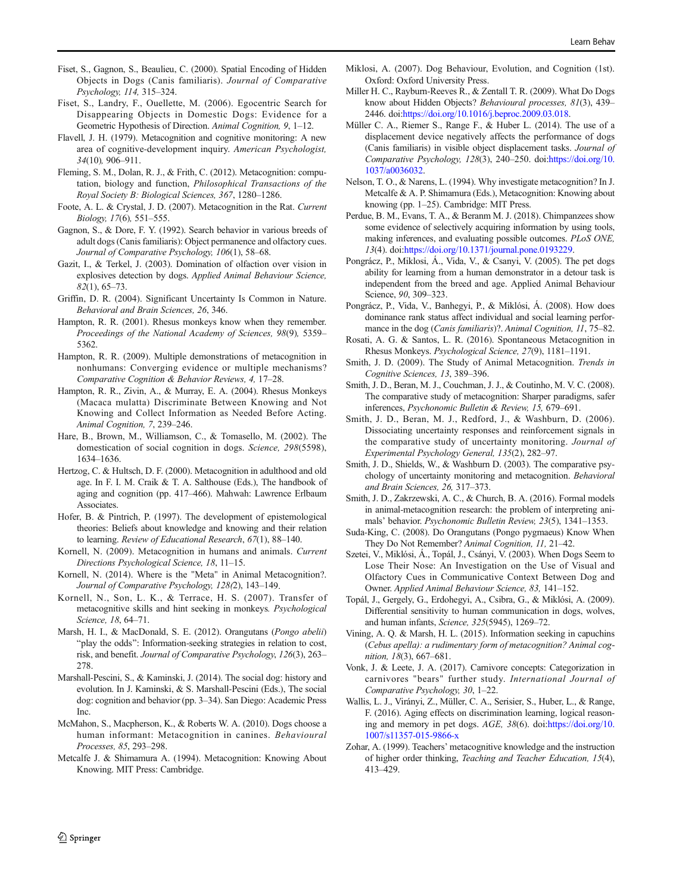Fiset, S., Gagnon, S., Beaulieu, C. (2000). Spatial Encoding of Hidden Objects in Dogs (Canis familiaris). *Journal of Comparative Psychology, 114,* 315–324.

Fiset, S., Landry, F., Ouellette, M. (2006). Egocentric Search for Disappearing Objects in Domestic Dogs: Evidence for a Geometric Hypothesis of Direction. *Animal Cognition, 9*, 1–12.

Flavell, J. H. (1979). Metacognition and cognitive monitoring: A new area of cognitive-development inquiry. *American Psychologist, 34*(10)*,* 906–911.

Fleming, S. M., Dolan, R. J., & Frith, C. (2012). Metacognition: computation, biology and function, *Philosophical Transactions of the Royal Society B: Biological Sciences, 367*, 1280–1286.

Foote, A. L. & Crystal, J. D. (2007). Metacognition in the Rat. *Current Biology, 17*(6)*,* 551–555.

Gagnon, S., & Dore, F. Y. (1992). Search behavior in various breeds of adult dogs (Canis familiaris): Object permanence and olfactory cues. *Journal of Comparative Psychology, 106*(1), 58–68.

Gazit, I., & Terkel, J. (2003). Domination of olfaction over vision in explosives detection by dogs. *Applied Animal Behaviour Science, 82*(1), 65–73.

Griffin, D. R. (2004). Significant Uncertainty Is Common in Nature. *Behavioral and Brain Sciences, 26*, 346.

Hampton, R. R. (2001). Rhesus monkeys know when they remember. *Proceedings of the National Academy of Sciences, 98*(9)*,* 5359–5362.

Hampton, R. R. (2009). Multiple demonstrations of metacognition in nonhumans: Converging evidence or multiple mechanisms? *Comparative Cognition & Behavior Reviews, 4,* 17–28.

Hampton, R. R., Zivin, A., & Murray, E. A. (2004). Rhesus Monkeys (Macaca mulatta) Discriminate Between Knowing and Not Knowing and Collect Information as Needed Before Acting. *Animal Cognition, 7*, 239–246.

Hare, B., Brown, M., Williamson, C., & Tomasello, M. (2002). The domestication of social cognition in dogs. *Science, 298*(5598), 1634–1636.

Hertzog, C. & Hultsch, D. F. (2000). Metacognition in adulthood and old age. In F. I. M. Craik & T. A. Salthouse (Eds.), The handbook of aging and cognition (pp. 417–466). Mahwah: Lawrence Erlbaum Associates.

Hofer, B. & Pintrich, P. (1997). The development of epistemological theories: Beliefs about knowledge and knowing and their relation to learning. *Review of Educational Research*, *67*(1), 88–140.

Kornell, N. (2009). Metacognition in humans and animals. *Current Directions Psychological Science, 18*, 11–15.

Kornell, N. (2014). Where is the "Meta" in Animal Metacognition?. *Journal of Comparative Psychology, 128(*2), 143–149.

Kornell, N., Son, L. K., & Terrace, H. S. (2007). Transfer of metacognitive skills and hint seeking in monkeys*. Psychological Science, 18*, 64–71.

Marsh, H. I., & MacDonald, S. E. (2012). Orangutans (*Pongo abelii*) "play the odds": Information-seeking strategies in relation to cost, risk, and benefit. *Journal of Comparative Psychology*, *126*(3), 263–278.

Marshall-Pescini, S., & Kaminski, J. (2014). The social dog: history and evolution. In J. Kaminski, & S. Marshall-Pescini (Eds.), The social dog: cognition and behavior (pp. 3–34). San Diego: Academic Press Inc.

McMahon, S., Macpherson, K., & Roberts W. A. (2010). Dogs choose a human informant: Metacognition in canines. *Behavioural Processes, 85*, 293–298.

Metcalfe J. & Shimamura A. (1994). Metacognition: Knowing About Knowing. MIT Press: Cambridge.

Miklosi, A. (2007). Dog Behaviour, Evolution, and Cognition (1st). Oxford: Oxford University Press.

Miller H. C., Rayburn-Reeves R., & Zentall T. R. (2009). What Do Dogs know about Hidden Objects? *Behavioural processes, 81*(3), 439–2446. doi:https://doi.org/10.1016/j.beproc.2009.03.018.

Müller C. A., Riemer S., Range F., & Huber L. (2014). The use of a displacement device negatively affects the performance of dogs (Canis familiaris) in visible object displacement tasks. *Journal of Comparative Psychology, 128*(3), 240–250. doi:https://doi.org/10.1037/a0036032.

Nelson, T. O., & Narens, L. (1994). Why investigate metacognition? In J. Metcalfe & A. P. Shimamura (Eds.), Metacognition: Knowing about knowing (pp. 1–25). Cambridge: MIT Press.

Perdue, B. M., Evans, T. A., & Beranm M. J. (2018). Chimpanzees show some evidence of selectively acquiring information by using tools, making inferences, and evaluating possible outcomes. *PLoS ONE, 13*(4). doi:https://doi.org/10.1371/journal.pone.0193229.

Pongrácz, P., Miklosi, Á., Vida, V., & Csanyi, V. (2005). The pet dogs ability for learning from a human demonstrator in a detour task is independent from the breed and age. Applied Animal Behaviour Science, *90*, 309–323.

Pongrácz, P., Vida, V., Banhegyi, P., & Miklósi, Á. (2008). How does dominance rank status affect individual and social learning performance in the dog (*Canis familiaris*)?. *Animal Cognition, 11*, 75–82.

Rosati, A. G. & Santos, L. R. (2016). Spontaneous Metacognition in Rhesus Monkeys. *Psychological Science, 27*(9), 1181–1191.

Smith, J. D. (2009). The Study of Animal Metacognition. *Trends in Cognitive Sciences, 13*, 389–396.

Smith, J. D., Beran, M. J., Couchman, J. J., & Coutinho, M. V. C. (2008). The comparative study of metacognition: Sharper paradigms, safer inferences, *Psychonomic Bulletin & Review, 15,* 679–691.

Smith, J. D., Beran, M. J., Redford, J., & Washburn, D. (2006). Dissociating uncertainty responses and reinforcement signals in the comparative study of uncertainty monitoring. *Journal of Experimental Psychology General, 135*(2), 282–97.

Smith, J. D., Shields, W., & Washburn D. (2003). The comparative psychology of uncertainty monitoring and metacognition. *Behavioral and Brain Sciences, 26,* 317–373.

Smith, J. D., Zakrzewski, A. C., & Church, B. A. (2016). Formal models in animal-metacognition research: the problem of interpreting animals' behavior. *Psychonomic Bulletin Review, 23*(5), 1341–1353.

Suda-King, C. (2008). Do Orangutans (Pongo pygmaeus) Know When They Do Not Remember? *Animal Cognition, 11,* 21–42.

Szetei, V., Miklósi, Á., Topál, J., Csányi, V. (2003). When Dogs Seem to Lose Their Nose: An Investigation on the Use of Visual and Olfactory Cues in Communicative Context Between Dog and Owner. *Applied Animal Behaviour Science, 83,* 141–152.

Topál, J., Gergely, G., Erdohegyi, A., Csibra, G., & Miklósi, A. (2009). Differential sensitivity to human communication in dogs, wolves, and human infants, *Science, 325*(5945), 1269–72.

Vining, A. Q. & Marsh, H. L. (2015). Information seeking in capuchins (*Cebus apella): a rudimentary form of metacognition? Animal cognition, 18*(3), 667–681.

Vonk, J. & Leete, J. A. (2017). Carnivore concepts: Categorization in carnivores "bears" further study. *International Journal of Comparative Psychology, 30*, 1–22.

Wallis, L. J., Virányi, Z., Müller, C. A., Serisier, S., Huber, L., & Range, F. (2016). Aging effects on discrimination learning, logical reasoning and memory in pet dogs. *AGE, 38*(6). doi:https://doi.org/10.1007/s11357-015-9866-x

Zohar, A. (1999). Teachers' metacognitive knowledge and the instruction of higher order thinking, *Teaching and Teacher Education, 15*(4), 413–429.